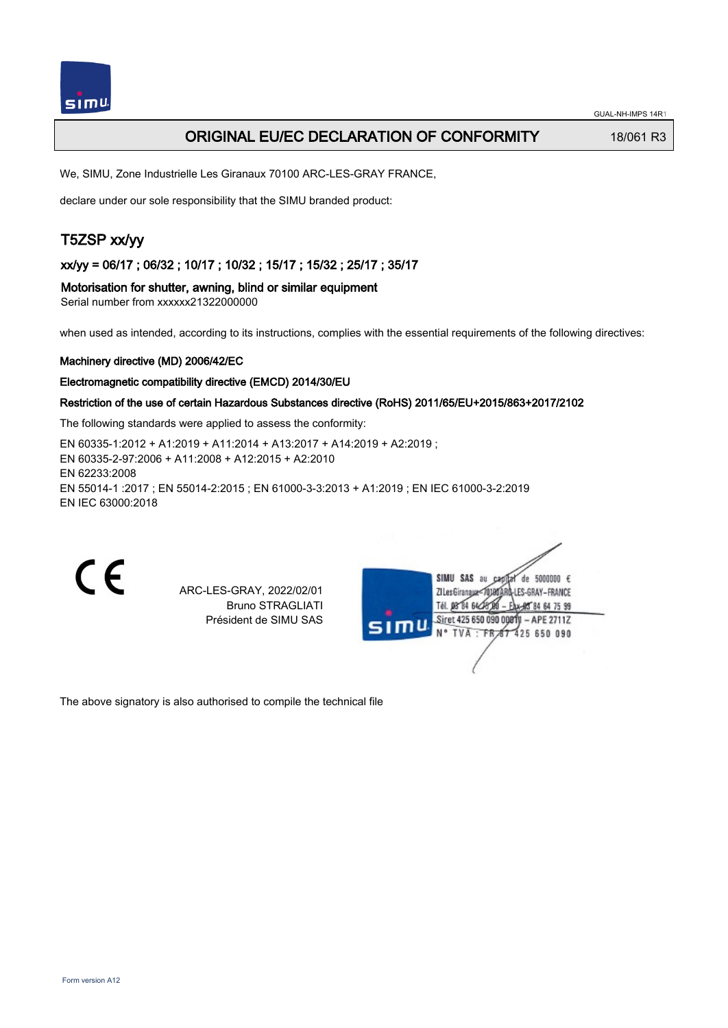# ORIGINAL EU/EC DECLARATION OF CONFORMITY

18/061 R3

We, SIMU, Zone Industrielle Les Giranaux 70100 ARC-LES-GRAY FRANCE,

declare under our sole responsibility that the SIMU branded product:

## T5ZSP xx/yy

### xx/yy = 06/17 ; 06/32 ; 10/17 ; 10/32 ; 15/17 ; 15/32 ; 25/17 ; 35/17

### Motorisation for shutter, awning, blind or similar equipment

Serial number from xxxxxx21322000000

when used as intended, according to its instructions, complies with the essential requirements of the following directives:

**Machinery directive (MD) 2006/42/EC**

**Electromagnetic compatibility directive (EMCD) 2014/30/EU**

**Restriction of the use of certain Hazardous Substances directive (RoHS) 2011/65/EU+2015/863+2017/2102**

The following standards were applied to assess the conformity:

EN 60335-1:2012 + A1:2019 + A11:2014 + A13:2017 + A14:2019 + A2:2019 ;
EN 60335-2-97:2006 + A11:2008 + A12:2015 + A2:2010
EN 62233:2008
EN 55014-1 :2017 ; EN 55014-2:2015 ; EN 61000-3-3:2013 + A1:2019 ; EN IEC 61000-3-2:2019
EN IEC 63000:2018

CE

ARC-LES-GRAY, 2022/02/01
Bruno STRAGLIATI
Président de SIMU SAS

SIMU SAS au capital de 5000000 €
ZI Les Giranaux 70100 ARC-LES-GRAY-FRANCE
Tél. 03 84 64 75 00 – Fax 03 84 64 75 99
Siret 425 650 090 00011 – APE 2711Z
N° TVA : FR 87 425 650 090

The above signatory is also authorised to compile the technical file

Form version A12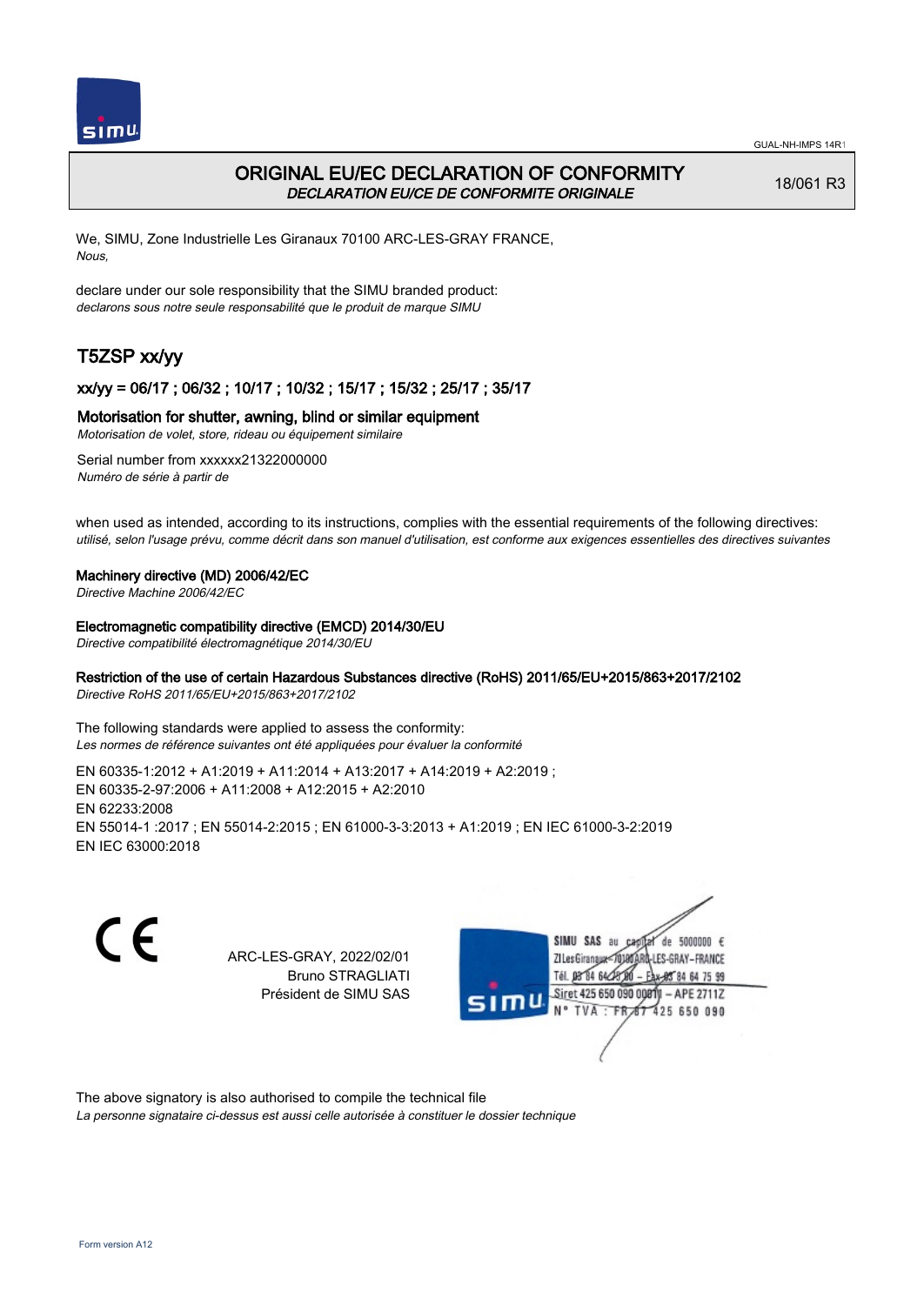# ORIGINAL EU/EC DECLARATION OF CONFORMITY

*DECLARATION EU/CE DE CONFORMITE ORIGINALE*

18/061 R3

We, SIMU, Zone Industrielle Les Giranaux 70100 ARC-LES-GRAY FRANCE,
*Nous,*

declare under our sole responsibility that the SIMU branded product:
*declarons sous notre seule responsabilité que le produit de marque SIMU*

## T5ZSP xx/yy

### xx/yy = 06/17 ; 06/32 ; 10/17 ; 10/32 ; 15/17 ; 15/32 ; 25/17 ; 35/17

### Motorisation for shutter, awning, blind or similar equipment

*Motorisation de volet, store, rideau ou équipement similaire*

Serial number from xxxxxx21322000000
*Numéro de série à partir de*

when used as intended, according to its instructions, complies with the essential requirements of the following directives:
*utilisé, selon l'usage prévu, comme décrit dans son manuel d'utilisation, est conforme aux exigences essentielles des directives suivantes*

**Machinery directive (MD) 2006/42/EC**
*Directive Machine 2006/42/EC*

**Electromagnetic compatibility directive (EMCD) 2014/30/EU**
*Directive compatibilité électromagnétique 2014/30/EU*

**Restriction of the use of certain Hazardous Substances directive (RoHS) 2011/65/EU+2015/863+2017/2102**
*Directive RoHS 2011/65/EU+2015/863+2017/2102*

The following standards were applied to assess the conformity:
*Les normes de référence suivantes ont été appliquées pour évaluer la conformité*

EN 60335-1:2012 + A1:2019 + A11:2014 + A13:2017 + A14:2019 + A2:2019 ;
EN 60335-2-97:2006 + A11:2008 + A12:2015 + A2:2010
EN 62233:2008
EN 55014-1 :2017 ; EN 55014-2:2015 ; EN 61000-3-3:2013 + A1:2019 ; EN IEC 61000-3-2:2019
EN IEC 63000:2018

CE

ARC-LES-GRAY, 2022/02/01
Bruno STRAGLIATI
Président de SIMU SAS

SIMU SAS au capital de 5000000 €
ZI Les Giranaux 70100 ARC-LES-GRAY-FRANCE
Tél. 03 84 64 75 00 – Fax 03 84 64 75 99
Siret 425 650 090 00011 – APE 2711Z
N° TVA : FR 67 425 650 090

The above signatory is also authorised to compile the technical file
*La personne signataire ci-dessus est aussi celle autorisée à constituer le dossier technique*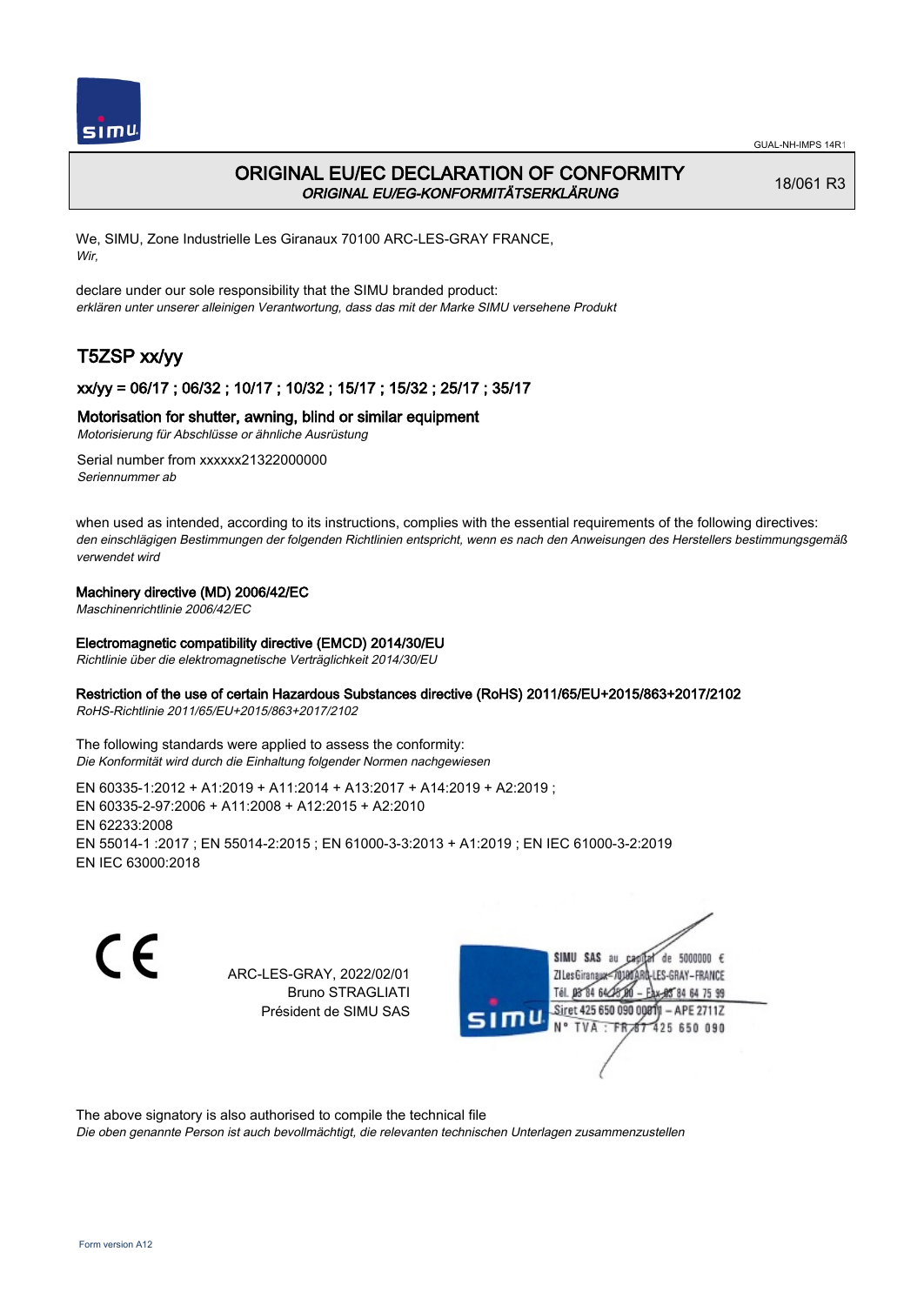# ORIGINAL EU/EC DECLARATION OF CONFORMITY
*ORIGINAL EU/EG-KONFORMITÄTSERKLÄRUNG*

18/061 R3

We, SIMU, Zone Industrielle Les Giranaux 70100 ARC-LES-GRAY FRANCE,
*Wir,*

declare under our sole responsibility that the SIMU branded product:
*erklären unter unserer alleinigen Verantwortung, dass das mit der Marke SIMU versehene Produkt*

## T5ZSP xx/yy

### xx/yy = 06/17 ; 06/32 ; 10/17 ; 10/32 ; 15/17 ; 15/32 ; 25/17 ; 35/17

**Motorisation for shutter, awning, blind or similar equipment**
*Motorisierung für Abschlüsse or ähnliche Ausrüstung*

Serial number from xxxxxx21322000000
*Seriennummer ab*

when used as intended, according to its instructions, complies with the essential requirements of the following directives:
*den einschlägigen Bestimmungen der folgenden Richtlinien entspricht, wenn es nach den Anweisungen des Herstellers bestimmungsgemäß verwendet wird*

**Machinery directive (MD) 2006/42/EC**
*Maschinenrichtlinie 2006/42/EC*

**Electromagnetic compatibility directive (EMCD) 2014/30/EU**
*Richtlinie über die elektromagnetische Verträglichkeit 2014/30/EU*

**Restriction of the use of certain Hazardous Substances directive (RoHS) 2011/65/EU+2015/863+2017/2102**
*RoHS-Richtlinie 2011/65/EU+2015/863+2017/2102*

The following standards were applied to assess the conformity:
*Die Konformität wird durch die Einhaltung folgender Normen nachgewiesen*

EN 60335-1:2012 + A1:2019 + A11:2014 + A13:2017 + A14:2019 + A2:2019 ;
EN 60335-2-97:2006 + A11:2008 + A12:2015 + A2:2010
EN 62233:2008
EN 55014-1 :2017 ; EN 55014-2:2015 ; EN 61000-3-3:2013 + A1:2019 ; EN IEC 61000-3-2:2019
EN IEC 63000:2018

ARC-LES-GRAY, 2022/02/01
Bruno STRAGLIATI
Président de SIMU SAS

SIMU SAS au capital de 5000000 €
ZI Les Giranaux 70100 ARC-LES-GRAY-FRANCE
Tél. 03 84 64 75 00 – Fax 03 84 64 75 99
Siret 425 650 090 00011 – APE 2711Z
N° TVA : FR 67 425 650 090

The above signatory is also authorised to compile the technical file
*Die oben genannte Person ist auch bevollmächtigt, die relevanten technischen Unterlagen zusammenzustellen*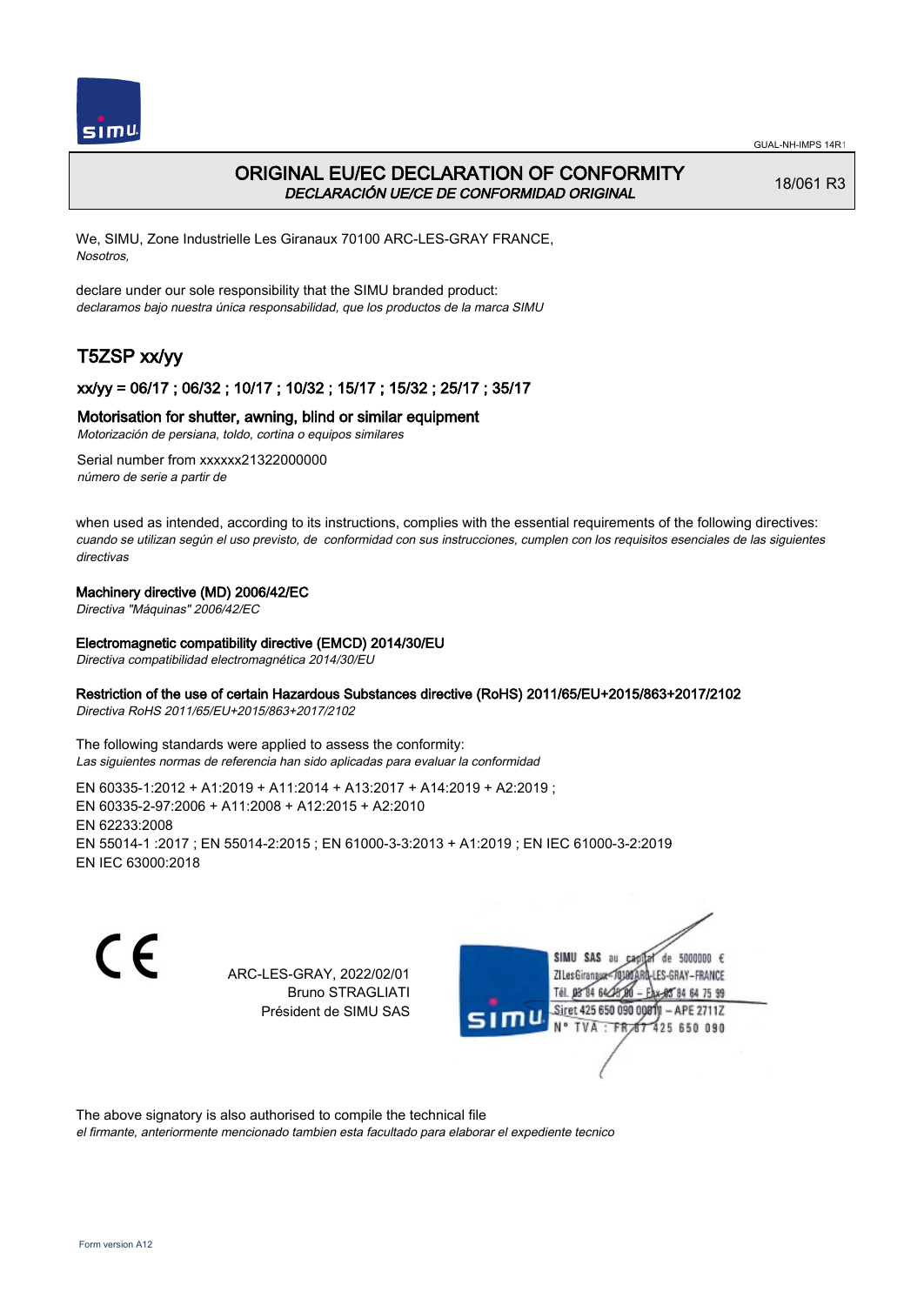# ORIGINAL EU/EC DECLARATION OF CONFORMITY
*DECLARACIÓN UE/CE DE CONFORMIDAD ORIGINAL*

18/061 R3

We, SIMU, Zone Industrielle Les Giranaux 70100 ARC-LES-GRAY FRANCE,
*Nosotros,*

declare under our sole responsibility that the SIMU branded product:
*declaramos bajo nuestra única responsabilidad, que los productos de la marca SIMU*

## T5ZSP xx/yy

### xx/yy = 06/17 ; 06/32 ; 10/17 ; 10/32 ; 15/17 ; 15/32 ; 25/17 ; 35/17

### Motorisation for shutter, awning, blind or similar equipment
*Motorización de persiana, toldo, cortina o equipos similares*

Serial number from xxxxxx21322000000
*número de serie a partir de*

when used as intended, according to its instructions, complies with the essential requirements of the following directives:
*cuando se utilizan según el uso previsto, de conformidad con sus instrucciones, cumplen con los requisitos esenciales de las siguientes directivas*

**Machinery directive (MD) 2006/42/EC**
*Directiva "Máquinas" 2006/42/EC*

**Electromagnetic compatibility directive (EMCD) 2014/30/EU**
*Directiva compatibilidad electromagnética 2014/30/EU*

**Restriction of the use of certain Hazardous Substances directive (RoHS) 2011/65/EU+2015/863+2017/2102**
*Directiva RoHS 2011/65/EU+2015/863+2017/2102*

The following standards were applied to assess the conformity:
*Las siguientes normas de referencia han sido aplicadas para evaluar la conformidad*

EN 60335-1:2012 + A1:2019 + A11:2014 + A13:2017 + A14:2019 + A2:2019 ;
EN 60335-2-97:2006 + A11:2008 + A12:2015 + A2:2010
EN 62233:2008
EN 55014-1 :2017 ; EN 55014-2:2015 ; EN 61000-3-3:2013 + A1:2019 ; EN IEC 61000-3-2:2019
EN IEC 63000:2018

CE

ARC-LES-GRAY, 2022/02/01
Bruno STRAGLIATI
Président de SIMU SAS

SIMU SAS au capital de 5000000 €
ZI Les Giranaux 70100 ARC-LES-GRAY-FRANCE
Tél. 03 84 64 75 00 – Fax 03 84 64 75 99
Siret 425 650 090 00011 – APE 2711Z
N° TVA : FR 67 425 650 090

The above signatory is also authorised to compile the technical file
*el firmante, anteriormente mencionado tambien esta facultado para elaborar el expediente tecnico*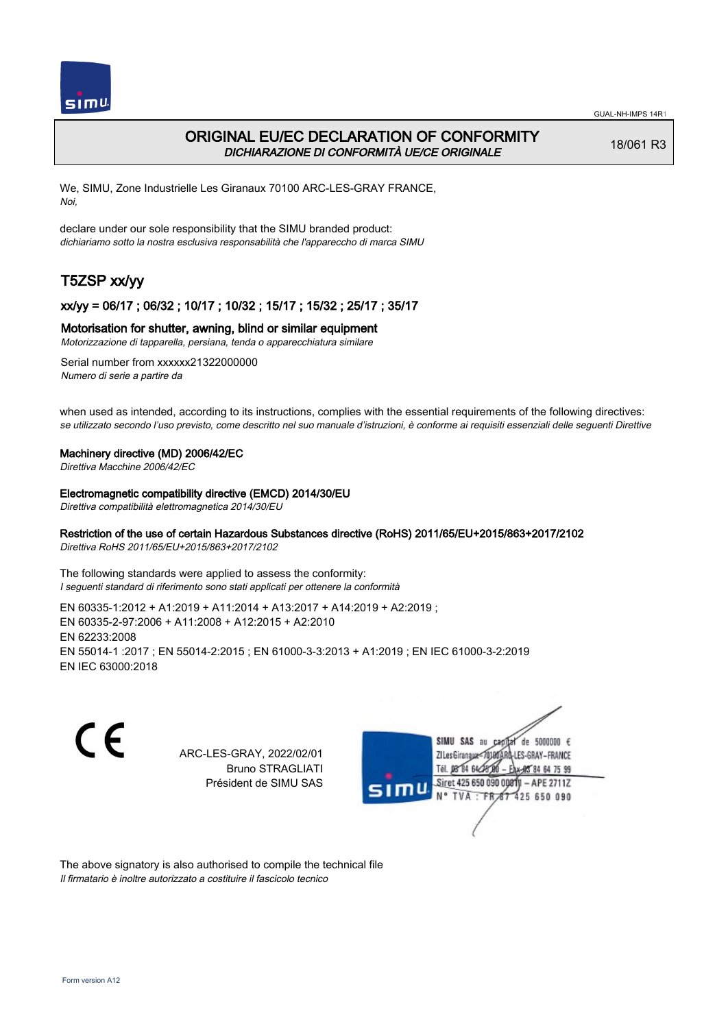# ORIGINAL EU/EC DECLARATION OF CONFORMITY

*DICHIARAZIONE DI CONFORMITÀ UE/CE ORIGINALE*

18/061 R3

We, SIMU, Zone Industrielle Les Giranaux 70100 ARC-LES-GRAY FRANCE,
*Noi,*

declare under our sole responsibility that the SIMU branded product:
*dichiariamo sotto la nostra esclusiva responsabilità che l'apparecchio di marca SIMU*

## T5ZSP xx/yy

### xx/yy = 06/17 ; 06/32 ; 10/17 ; 10/32 ; 15/17 ; 15/32 ; 25/17 ; 35/17

**Motorisation for shutter, awning, blind or similar equipment**
*Motorizzazione di tapparella, persiana, tenda o apparecchiatura similare*

Serial number from xxxxxx21322000000
*Numero di serie a partire da*

when used as intended, according to its instructions, complies with the essential requirements of the following directives:
*se utilizzato secondo l'uso previsto, come descritto nel suo manuale d'istruzioni, è conforme ai requisiti essenziali delle seguenti Direttive*

**Machinery directive (MD) 2006/42/EC**
*Direttiva Macchine 2006/42/EC*

**Electromagnetic compatibility directive (EMCD) 2014/30/EU**
*Direttiva compatibilità elettromagnetica 2014/30/EU*

**Restriction of the use of certain Hazardous Substances directive (RoHS) 2011/65/EU+2015/863+2017/2102**
*Direttiva RoHS 2011/65/EU+2015/863+2017/2102*

The following standards were applied to assess the conformity:
*I seguenti standard di riferimento sono stati applicati per ottenere la conformità*

EN 60335-1:2012 + A1:2019 + A11:2014 + A13:2017 + A14:2019 + A2:2019 ;
EN 60335-2-97:2006 + A11:2008 + A12:2015 + A2:2010
EN 62233:2008
EN 55014-1 :2017 ; EN 55014-2:2015 ; EN 61000-3-3:2013 + A1:2019 ; EN IEC 61000-3-2:2019
EN IEC 63000:2018

ARC-LES-GRAY, 2022/02/01
Bruno STRAGLIATI
Président de SIMU SAS

SIMU SAS au capital de 5000000 €
ZI Les Giranaux 70100 ARC-LES-GRAY-FRANCE
Tél. 03 84 64 75 00 – Fax 03 84 64 75 99
Siret 425 650 090 00011 – APE 2711Z
N° TVA : FR 87 425 650 090

The above signatory is also authorised to compile the technical file
*Il firmatario è inoltre autorizzato a costituire il fascicolo tecnico*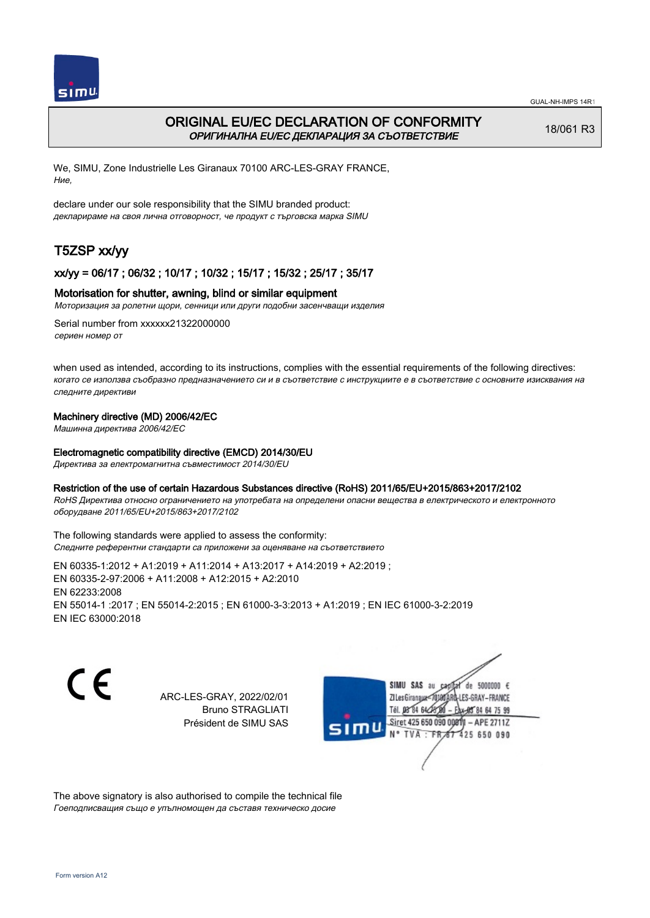# ORIGINAL EU/EC DECLARATION OF CONFORMITY
*ОРИГИНАЛНА EU/EC ДЕКЛАРАЦИЯ ЗА СЪОТВЕТСТВИЕ*

18/061 R3

We, SIMU, Zone Industrielle Les Giranaux 70100 ARC-LES-GRAY FRANCE,
*Ние,*

declare under our sole responsibility that the SIMU branded product:
*декларираме на своя лична отговорност, че продукт с търговска марка SIMU*

## T5ZSP xx/yy

### xx/yy = 06/17 ; 06/32 ; 10/17 ; 10/32 ; 15/17 ; 15/32 ; 25/17 ; 35/17

### Motorisation for shutter, awning, blind or similar equipment
*Моторизация за ролетни щори, сенници или други подобни засенчващи изделия*

Serial number from xxxxxx21322000000
*сериен номер от*

when used as intended, according to its instructions, complies with the essential requirements of the following directives:
*когато се използва съобразно предназначението си и в съответствие с инструкциите е в съответствие с основните изисквания на следните директиви*

**Machinery directive (MD) 2006/42/EC**
*Машинна директива 2006/42/EC*

**Electromagnetic compatibility directive (EMCD) 2014/30/EU**
*Директива за електромагнитна съвместимост 2014/30/EU*

**Restriction of the use of certain Hazardous Substances directive (RoHS) 2011/65/EU+2015/863+2017/2102**
*RoHS Директива относно ограничението на употребата на определени опасни вещества в електрическото и електронното оборудване 2011/65/EU+2015/863+2017/2102*

The following standards were applied to assess the conformity:
*Следните референтни стандарти са приложени за оценяване на съответствието*

EN 60335-1:2012 + A1:2019 + A11:2014 + A13:2017 + A14:2019 + A2:2019 ;
EN 60335-2-97:2006 + A11:2008 + A12:2015 + A2:2010
EN 62233:2008
EN 55014-1 :2017 ; EN 55014-2:2015 ; EN 61000-3-3:2013 + A1:2019 ; EN IEC 61000-3-2:2019
EN IEC 63000:2018

ARC-LES-GRAY, 2022/02/01
Bruno STRAGLIATI
Président de SIMU SAS

SIMU SAS au capital de 5000000 €
ZI Les Giranaux 70100 ARC-LES-GRAY-FRANCE
Tél. 03 84 64 75 00 – Fax 03 84 64 75 99
Siret 425 650 090 00011 – APE 2711Z
N° TVA : FR 87 425 650 090

The above signatory is also authorised to compile the technical file
*Гоеподписващия също е упълномощен да съставя техническо досие*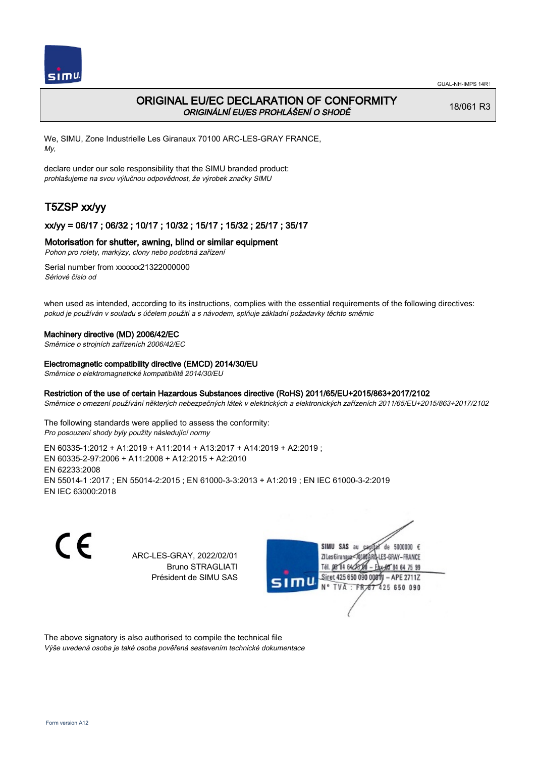GUAL-NH-IMPS 14R1

# ORIGINAL EU/EC DECLARATION OF CONFORMITY
*ORIGINÁLNÍ EU/ES PROHLÁŠENÍ O SHODĚ*

18/061 R3

We, SIMU, Zone Industrielle Les Giranaux 70100 ARC-LES-GRAY FRANCE,
*My,*

declare under our sole responsibility that the SIMU branded product:
*prohlašujeme na svou výlučnou odpovědnost, že výrobek značky SIMU*

## T5ZSP xx/yy

### xx/yy = 06/17 ; 06/32 ; 10/17 ; 10/32 ; 15/17 ; 15/32 ; 25/17 ; 35/17

**Motorisation for shutter, awning, blind or similar equipment**
*Pohon pro rolety, markýzy, clony nebo podobná zařízení*

Serial number from xxxxxx21322000000
*Sériové číslo od*

when used as intended, according to its instructions, complies with the essential requirements of the following directives:
*pokud je používán v souladu s účelem použití a s návodem, splňuje základní požadavky těchto směrnic*

**Machinery directive (MD) 2006/42/EC**
*Směrnice o strojních zařízeních 2006/42/EC*

**Electromagnetic compatibility directive (EMCD) 2014/30/EU**
*Směrnice o elektromagnetické kompatibilitě 2014/30/EU*

**Restriction of the use of certain Hazardous Substances directive (RoHS) 2011/65/EU+2015/863+2017/2102**
*Směrnice o omezení používání některých nebezpečných látek v elektrických a elektronických zařízeních 2011/65/EU+2015/863+2017/2102*

The following standards were applied to assess the conformity:
*Pro posouzení shody byly použity následující normy*

EN 60335-1:2012 + A1:2019 + A11:2014 + A13:2017 + A14:2019 + A2:2019 ;
EN 60335-2-97:2006 + A11:2008 + A12:2015 + A2:2010
EN 62233:2008
EN 55014-1 :2017 ; EN 55014-2:2015 ; EN 61000-3-3:2013 + A1:2019 ; EN IEC 61000-3-2:2019
EN IEC 63000:2018

CE

ARC-LES-GRAY, 2022/02/01
Bruno STRAGLIATI
Président de SIMU SAS

SIMU SAS au capital de 5000000 €
ZI Les Giranaux 70100 ARC-LES-GRAY-FRANCE
Tél. 03 84 64 75 00 – Fax 03 84 64 75 99
Siret 425 650 090 00011 – APE 2711Z
N° TVA : FR 67 425 650 090

The above signatory is also authorised to compile the technical file
*Výše uvedená osoba je také osoba pověřená sestavením technické dokumentace*

Form version A12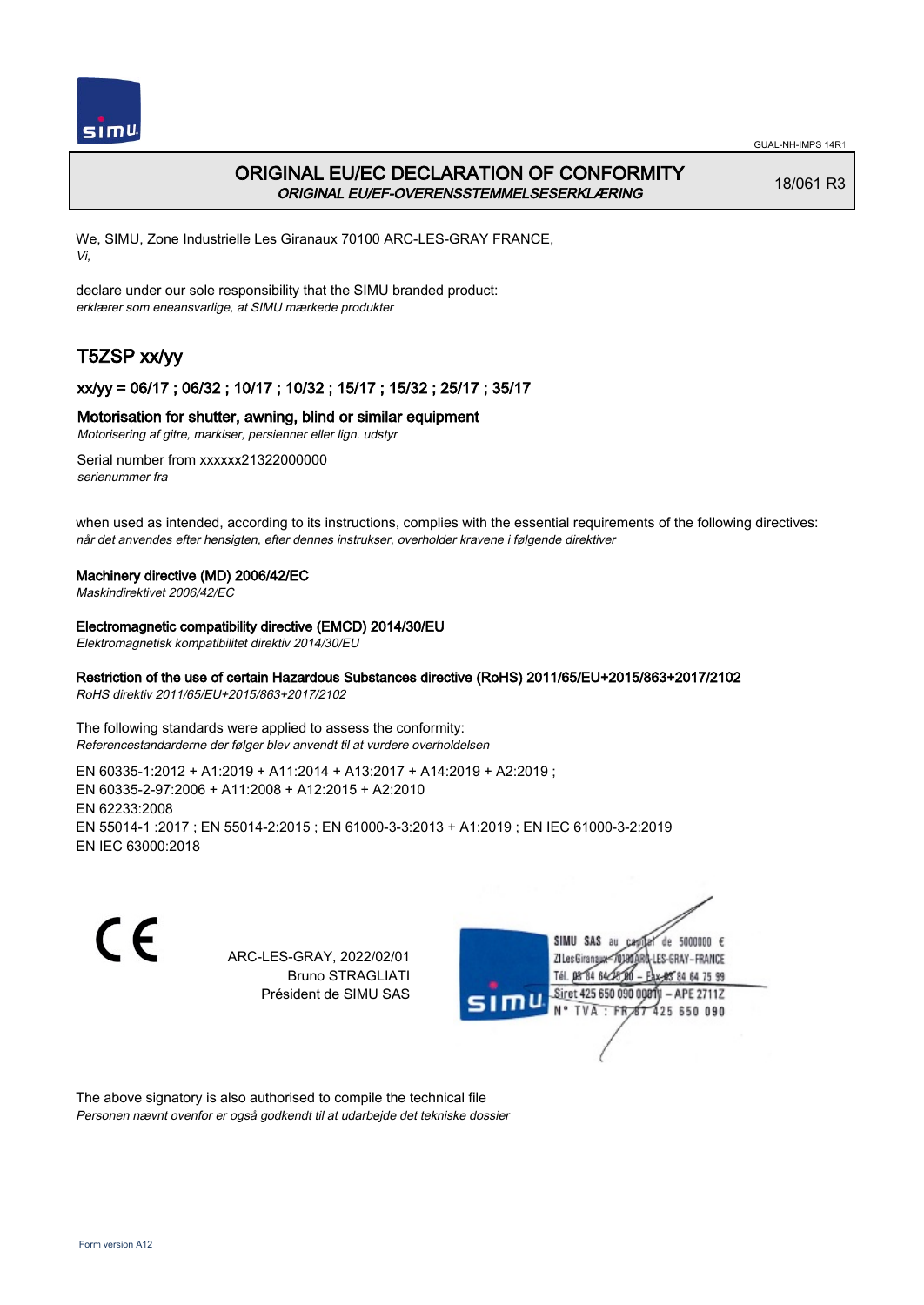# ORIGINAL EU/EC DECLARATION OF CONFORMITY

*ORIGINAL EU/EF-OVERENSSTEMMELSESERKLÆRING*

18/061 R3

We, SIMU, Zone Industrielle Les Giranaux 70100 ARC-LES-GRAY FRANCE,
*Vi,*

declare under our sole responsibility that the SIMU branded product:
*erklærer som eneansvarlige, at SIMU mærkede produkter*

## T5ZSP xx/yy

### xx/yy = 06/17 ; 06/32 ; 10/17 ; 10/32 ; 15/17 ; 15/32 ; 25/17 ; 35/17

### Motorisation for shutter, awning, blind or similar equipment

*Motorisering af gitre, markiser, persienner eller lign. udstyr*

Serial number from xxxxxx21322000000
*serienummer fra*

when used as intended, according to its instructions, complies with the essential requirements of the following directives:
*når det anvendes efter hensigten, efter dennes instrukser, overholder kravene i følgende direktiver*

**Machinery directive (MD) 2006/42/EC**
*Maskindirektivet 2006/42/EC*

**Electromagnetic compatibility directive (EMCD) 2014/30/EU**
*Elektromagnetisk kompatibilitet direktiv 2014/30/EU*

**Restriction of the use of certain Hazardous Substances directive (RoHS) 2011/65/EU+2015/863+2017/2102**
*RoHS direktiv 2011/65/EU+2015/863+2017/2102*

The following standards were applied to assess the conformity:
*Referencestandarderne der følger blev anvendt til at vurdere overholdelsen*

EN 60335-1:2012 + A1:2019 + A11:2014 + A13:2017 + A14:2019 + A2:2019 ;
EN 60335-2-97:2006 + A11:2008 + A12:2015 + A2:2010
EN 62233:2008
EN 55014-1 :2017 ; EN 55014-2:2015 ; EN 61000-3-3:2013 + A1:2019 ; EN IEC 61000-3-2:2019
EN IEC 63000:2018

CE

ARC-LES-GRAY, 2022/02/01
Bruno STRAGLIATI
Président de SIMU SAS

SIMU SAS au capital de 5000000 €
ZI Les Giranaux 70100 ARC-LES-GRAY-FRANCE
Tél. 03 84 64 75 00 – Fax 03 84 64 75 99
Siret 425 650 090 00011 – APE 2711Z
N° TVA : FR 87 425 650 090

The above signatory is also authorised to compile the technical file
*Personen nævnt ovenfor er også godkendt til at udarbejde det tekniske dossier*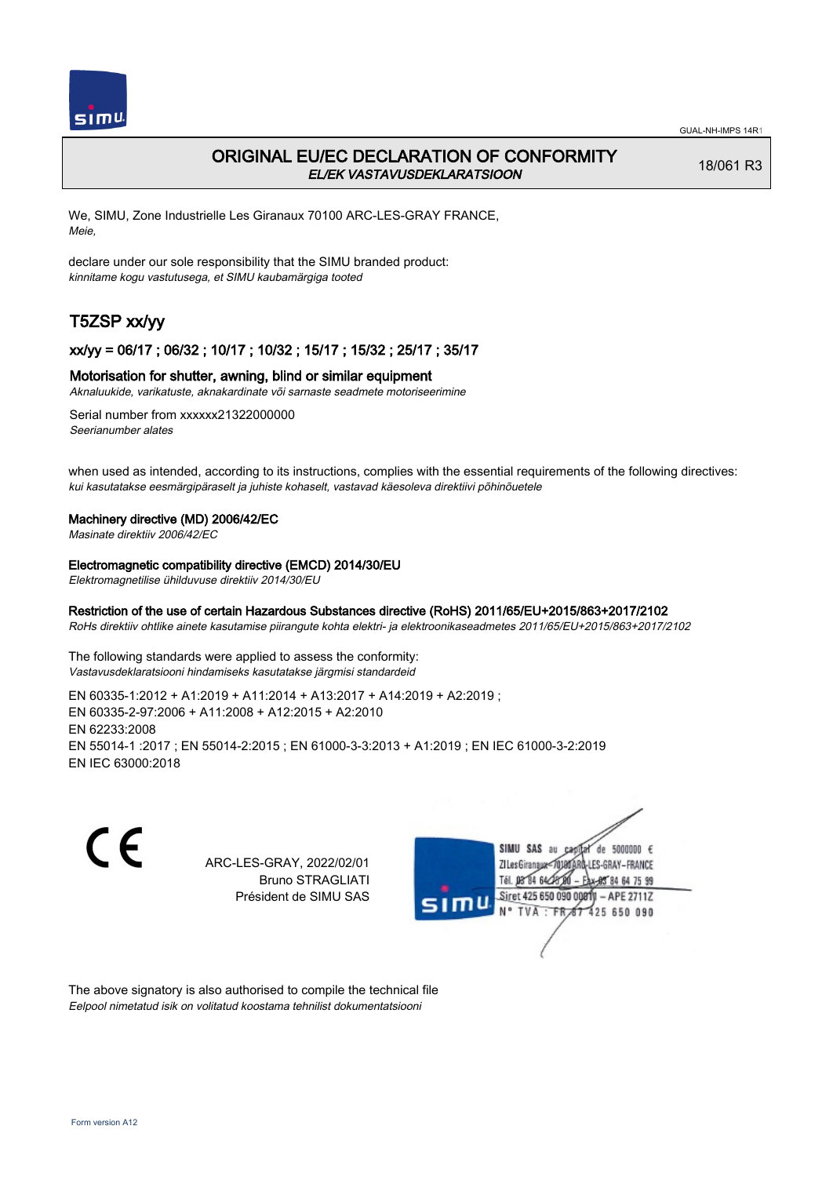# ORIGINAL EU/EC DECLARATION OF CONFORMITY

*EL/EK VASTAVUSDEKLARATSIOON*

18/061 R3

We, SIMU, Zone Industrielle Les Giranaux 70100 ARC-LES-GRAY FRANCE,
*Meie,*

declare under our sole responsibility that the SIMU branded product:
*kinnitame kogu vastutusega, et SIMU kaubamärgiga tooted*

## T5ZSP xx/yy

### xx/yy = 06/17 ; 06/32 ; 10/17 ; 10/32 ; 15/17 ; 15/32 ; 25/17 ; 35/17

Motorisation for shutter, awning, blind or similar equipment
*Aknaluukide, varikatuste, aknakardinate või sarnaste seadmete motoriseerimine*

Serial number from xxxxxx21322000000
*Seerianumber alates*

when used as intended, according to its instructions, complies with the essential requirements of the following directives:
*kui kasutatakse eesmärgipäraselt ja juhiste kohaselt, vastavad käesoleva direktiivi põhinõuetele*

Machinery directive (MD) 2006/42/EC
*Masinate direktiiv 2006/42/EC*

Electromagnetic compatibility directive (EMCD) 2014/30/EU
*Elektromagnetilise ühilduvuse direktiiv 2014/30/EU*

Restriction of the use of certain Hazardous Substances directive (RoHS) 2011/65/EU+2015/863+2017/2102
*RoHs direktiiv ohtlike ainete kasutamise piirangute kohta elektri- ja elektroonikaseadmetes 2011/65/EU+2015/863+2017/2102*

The following standards were applied to assess the conformity:
*Vastavusdeklaratsiooni hindamiseks kasutatakse järgmisi standardeid*

EN 60335-1:2012 + A1:2019 + A11:2014 + A13:2017 + A14:2019 + A2:2019 ;
EN 60335-2-97:2006 + A11:2008 + A12:2015 + A2:2010
EN 62233:2008
EN 55014-1 :2017 ; EN 55014-2:2015 ; EN 61000-3-3:2013 + A1:2019 ; EN IEC 61000-3-2:2019
EN IEC 63000:2018

ARC-LES-GRAY, 2022/02/01
Bruno STRAGLIATI
Président de SIMU SAS

SIMU SAS au capital de 5000000 €
ZI Les Giranaux - 70100 ARC-LES-GRAY - FRANCE
Tél. 03 84 64 75 00 - Fax 03 84 64 75 99
Siret 425 650 090 00811 - APE 2711Z
N° TVA : FR 87 425 650 090

The above signatory is also authorised to compile the technical file
*Eelpool nimetatud isik on volitatud koostama tehnilist dokumentatsiooni*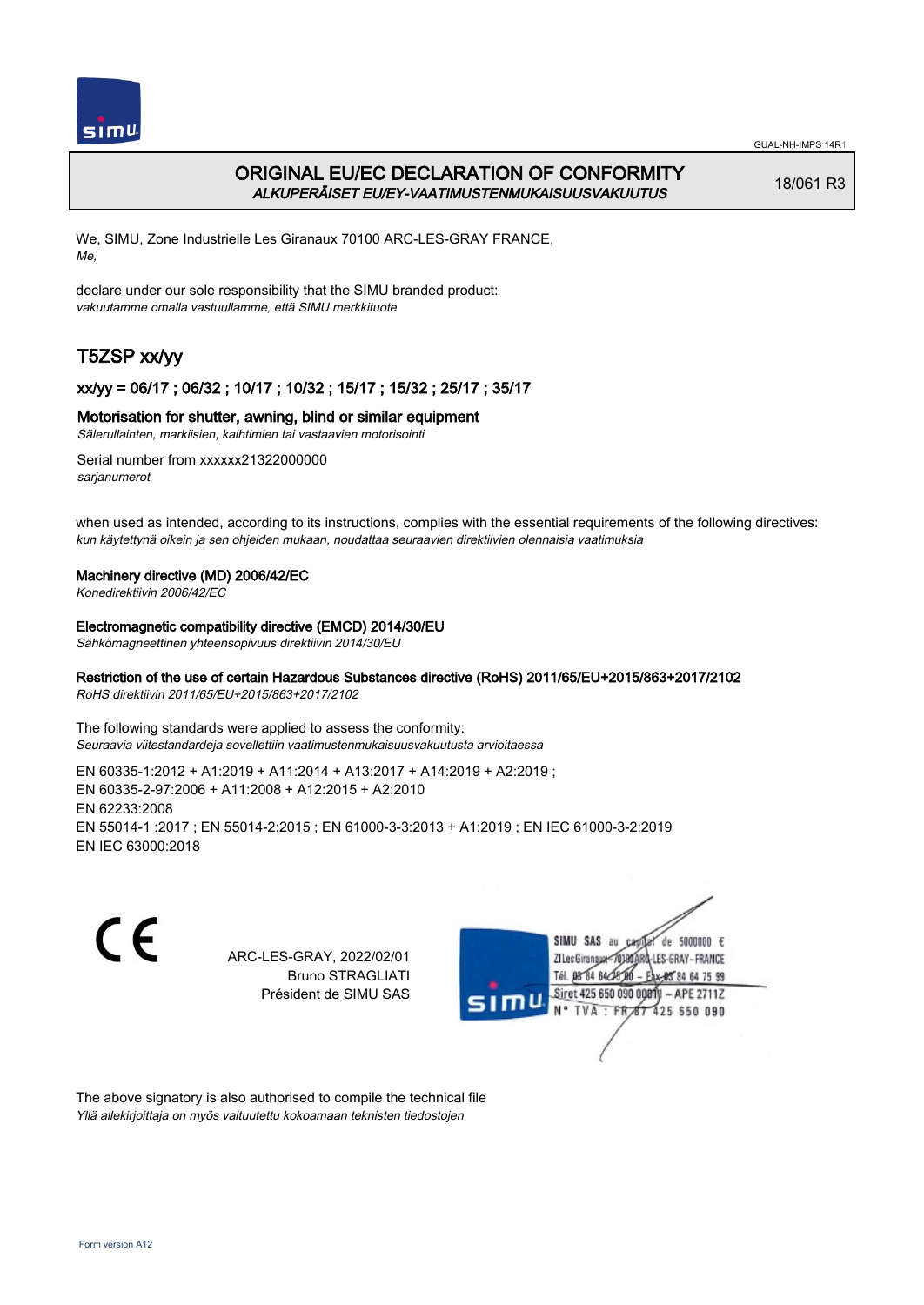# ORIGINAL EU/EC DECLARATION OF CONFORMITY

*ALKUPERÄISET EU/EY-VAATIMUSTENMUKAISUUSVAKUUTUS*

18/061 R3

We, SIMU, Zone Industrielle Les Giranaux 70100 ARC-LES-GRAY FRANCE,
*Me,*

declare under our sole responsibility that the SIMU branded product:
*vakuutamme omalla vastuullamme, että SIMU merkkituote*

## T5ZSP xx/yy

### xx/yy = 06/17 ; 06/32 ; 10/17 ; 10/32 ; 15/17 ; 15/32 ; 25/17 ; 35/17

### Motorisation for shutter, awning, blind or similar equipment

*Sälerullainten, markiisien, kaihtimien tai vastaavien motorisointi*

Serial number from xxxxxx21322000000
*sarjanumerot*

when used as intended, according to its instructions, complies with the essential requirements of the following directives:
*kun käytettynä oikein ja sen ohjeiden mukaan, noudattaa seuraavien direktiivien olennaisia vaatimuksia*

**Machinery directive (MD) 2006/42/EC**
*Konedirektiivin 2006/42/EC*

**Electromagnetic compatibility directive (EMCD) 2014/30/EU**
*Sähkömagneettinen yhteensopivuus direktiivin 2014/30/EU*

**Restriction of the use of certain Hazardous Substances directive (RoHS) 2011/65/EU+2015/863+2017/2102**
*RoHS direktiivin 2011/65/EU+2015/863+2017/2102*

The following standards were applied to assess the conformity:
*Seuraavia viitestandardeja sovellettiin vaatimustenmukaisuusvakuutusta arvioitaessa*

EN 60335-1:2012 + A1:2019 + A11:2014 + A13:2017 + A14:2019 + A2:2019 ;
EN 60335-2-97:2006 + A11:2008 + A12:2015 + A2:2010
EN 62233:2008
EN 55014-1 :2017 ; EN 55014-2:2015 ; EN 61000-3-3:2013 + A1:2019 ; EN IEC 61000-3-2:2019
EN IEC 63000:2018

CE

ARC-LES-GRAY, 2022/02/01
Bruno STRAGLIATI
Président de SIMU SAS

SIMU SAS au capital de 5000000 €
ZI Les Giranaux 70100 ARC-LES-GRAY-FRANCE
Tél. 03 84 64 75 00 – Fax 03 84 64 75 99
Siret 425 650 090 00011 – APE 2711Z
N° TVA : FR 87 425 650 090

The above signatory is also authorised to compile the technical file
*Yllä allekirjoittaja on myös valtuutettu kokoamaan teknisten tiedostojen*

Form version A12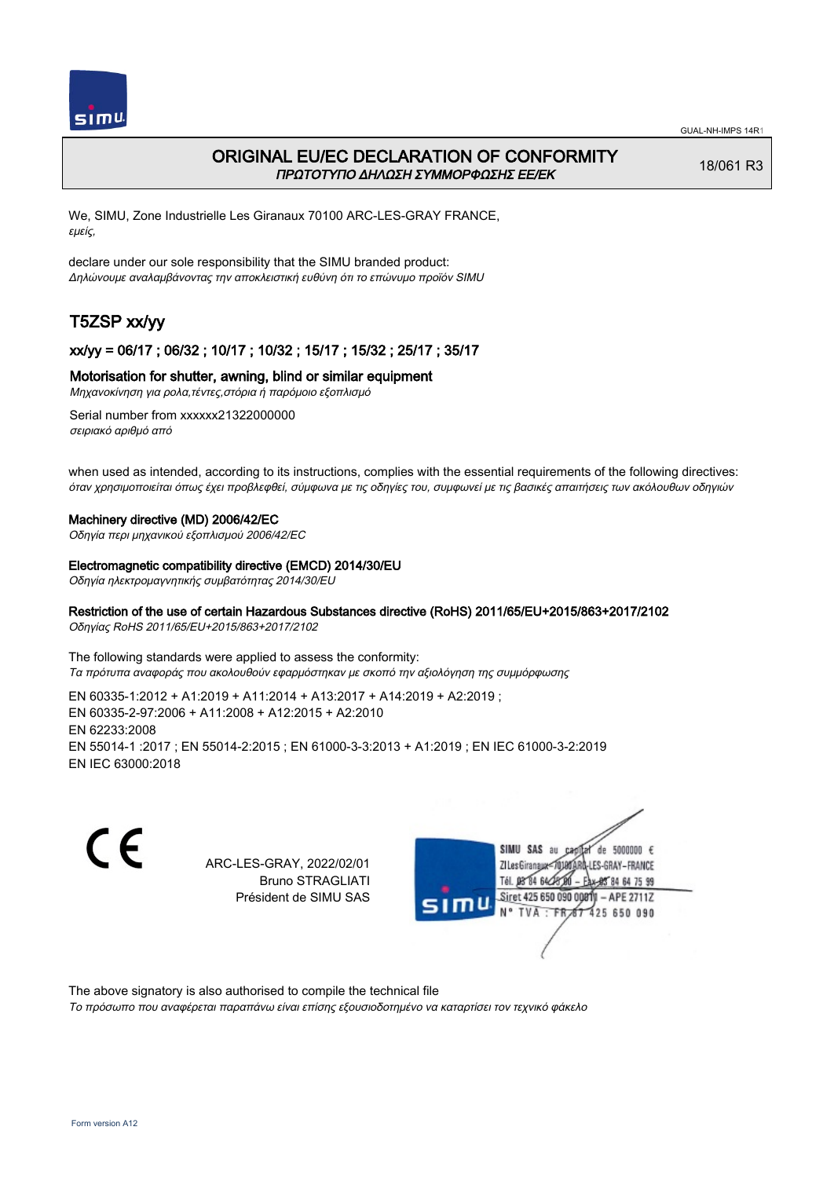GUAL-NH-IMPS 14R1

# ORIGINAL EU/EC DECLARATION OF CONFORMITY

*ΠΡΩΤΟΤΥΠΟ ΔΗΛΩΣΗ ΣΥΜΜΟΡΦΩΣΗΣ ΕΕ/ΕΚ*

18/061 R3

We, SIMU, Zone Industrielle Les Giranaux 70100 ARC-LES-GRAY FRANCE,
*εμείς,*

declare under our sole responsibility that the SIMU branded product:
*Δηλώνουμε αναλαμβάνοντας την αποκλειστική ευθύνη ότι το επώνυμο προϊόν SIMU*

## T5ZSP xx/yy

### xx/yy = 06/17 ; 06/32 ; 10/17 ; 10/32 ; 15/17 ; 15/32 ; 25/17 ; 35/17

**Motorisation for shutter, awning, blind or similar equipment**
*Μηχανοκίνηση για ρολα,τέντες,στόρια ή παρόμοιο εξοπλισμό*

Serial number from xxxxxx21322000000
*σειριακό αριθμό από*

when used as intended, according to its instructions, complies with the essential requirements of the following directives:
*όταν χρησιμοποιείται όπως έχει προβλεφθεί, σύμφωνα με τις οδηγίες του, συμφωνεί με τις βασικές απαιτήσεις των ακόλουθων οδηγιών*

**Machinery directive (MD) 2006/42/EC**
*Οδηγία περι μηχανικού εξοπλισμού 2006/42/EC*

**Electromagnetic compatibility directive (EMCD) 2014/30/EU**
*Οδηγία ηλεκτρομαγνητικής συμβατότητας 2014/30/EU*

**Restriction of the use of certain Hazardous Substances directive (RoHS) 2011/65/EU+2015/863+2017/2102**
*Οδηγίας RoHS 2011/65/EU+2015/863+2017/2102*

The following standards were applied to assess the conformity:
*Τα πρότυπα αναφοράς που ακολουθούν εφαρμόστηκαν με σκοπό την αξιολόγηση της συμμόρφωσης*

EN 60335-1:2012 + A1:2019 + A11:2014 + A13:2017 + A14:2019 + A2:2019 ;
EN 60335-2-97:2006 + A11:2008 + A12:2015 + A2:2010
EN 62233:2008
EN 55014-1 :2017 ; EN 55014-2:2015 ; EN 61000-3-3:2013 + A1:2019 ; EN IEC 61000-3-2:2019
EN IEC 63000:2018

CE

ARC-LES-GRAY, 2022/02/01
Bruno STRAGLIATI
Président de SIMU SAS

SIMU SAS au capital de 5000000 €
ZI Les Giranaux 70100 ARC-LES-GRAY-FRANCE
Tél. 03 84 64 75 00 – Fax 03 84 64 75 99
Siret 425 650 090 00011 – APE 2711Z
N° TVA : FR 87 425 650 090

The above signatory is also authorised to compile the technical file
*Το πρόσωπο που αναφέρεται παραπάνω είναι επίσης εξουσιοδοτημένο να καταρτίσει τον τεχνικό φάκελο*

Form version A12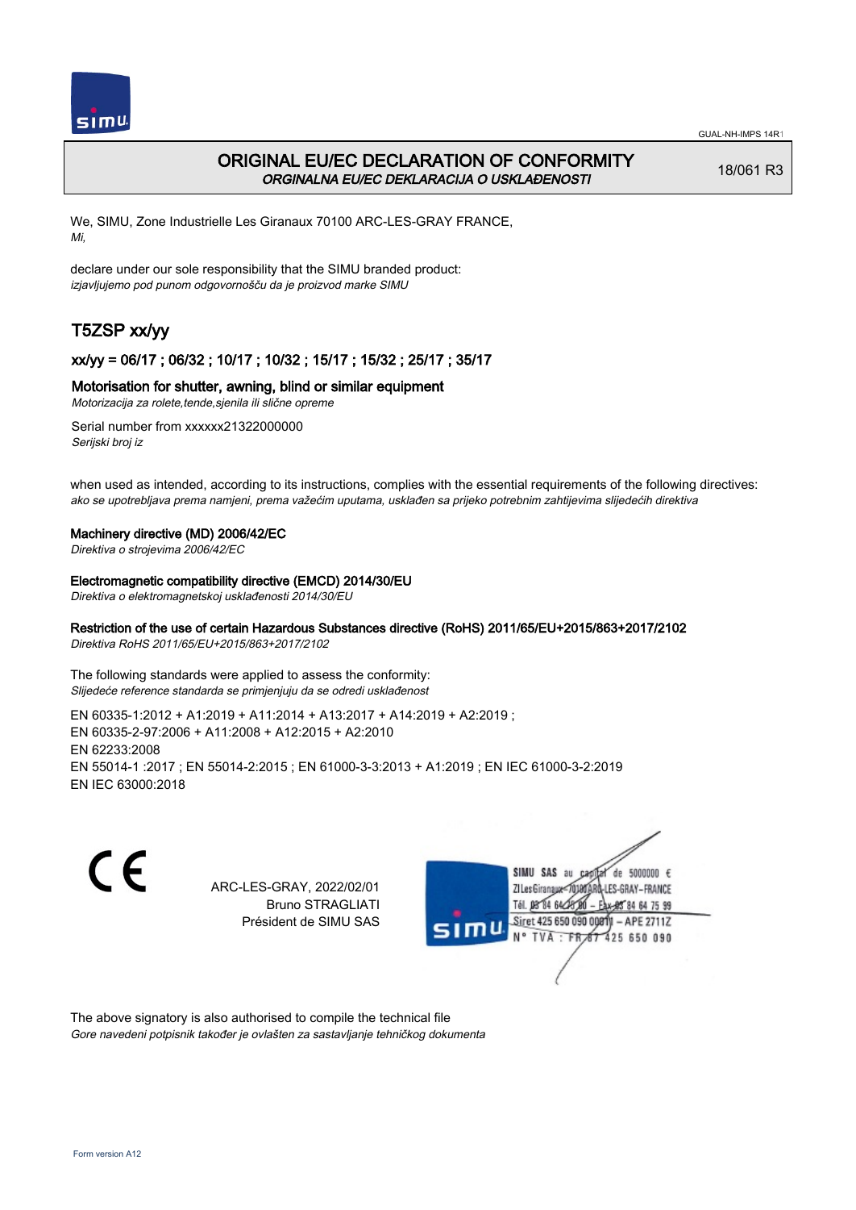# ORIGINAL EU/EC DECLARATION OF CONFORMITY

*ORGINALNA EU/EC DEKLARACIJA O USKLAĐENOSTI*

18/061 R3

We, SIMU, Zone Industrielle Les Giranaux 70100 ARC-LES-GRAY FRANCE,
*Mi,*

declare under our sole responsibility that the SIMU branded product:
*izjavljujemo pod punom odgovornošču da je proizvod marke SIMU*

## T5ZSP xx/yy

### xx/yy = 06/17 ; 06/32 ; 10/17 ; 10/32 ; 15/17 ; 15/32 ; 25/17 ; 35/17

### Motorisation for shutter, awning, blind or similar equipment

*Motorizacija za rolete,tende,sjenila ili slične opreme*

Serial number from xxxxxx21322000000
*Serijski broj iz*

when used as intended, according to its instructions, complies with the essential requirements of the following directives:
*ako se upotrebljava prema namjeni, prema važećim uputama, usklađen sa prijeko potrebnim zahtijevima slijedećih direktiva*

**Machinery directive (MD) 2006/42/EC**
*Direktiva o strojevima 2006/42/EC*

**Electromagnetic compatibility directive (EMCD) 2014/30/EU**
*Direktiva o elektromagnetskoj usklađenosti 2014/30/EU*

**Restriction of the use of certain Hazardous Substances directive (RoHS) 2011/65/EU+2015/863+2017/2102**
*Direktiva RoHS 2011/65/EU+2015/863+2017/2102*

The following standards were applied to assess the conformity:
*Slijedeće reference standarda se primjenjuju da se odredi usklađenost*

EN 60335-1:2012 + A1:2019 + A11:2014 + A13:2017 + A14:2019 + A2:2019 ;
EN 60335-2-97:2006 + A11:2008 + A12:2015 + A2:2010
EN 62233:2008
EN 55014-1 :2017 ; EN 55014-2:2015 ; EN 61000-3-3:2013 + A1:2019 ; EN IEC 61000-3-2:2019
EN IEC 63000:2018

ARC-LES-GRAY, 2022/02/01
Bruno STRAGLIATI
Président de SIMU SAS

SIMU SAS au capital de 5000000 €
ZI Les Giranaux 70100 ARC-LES-GRAY-FRANCE
Tél. 03 84 64 78 00 – Fax 03 84 64 75 99
Siret 425 650 090 00011 – APE 2711Z
N° TVA : FR 87 425 650 090

The above signatory is also authorised to compile the technical file
*Gore navedeni potpisnik također je ovlašten za sastavljanje tehničkog dokumenta*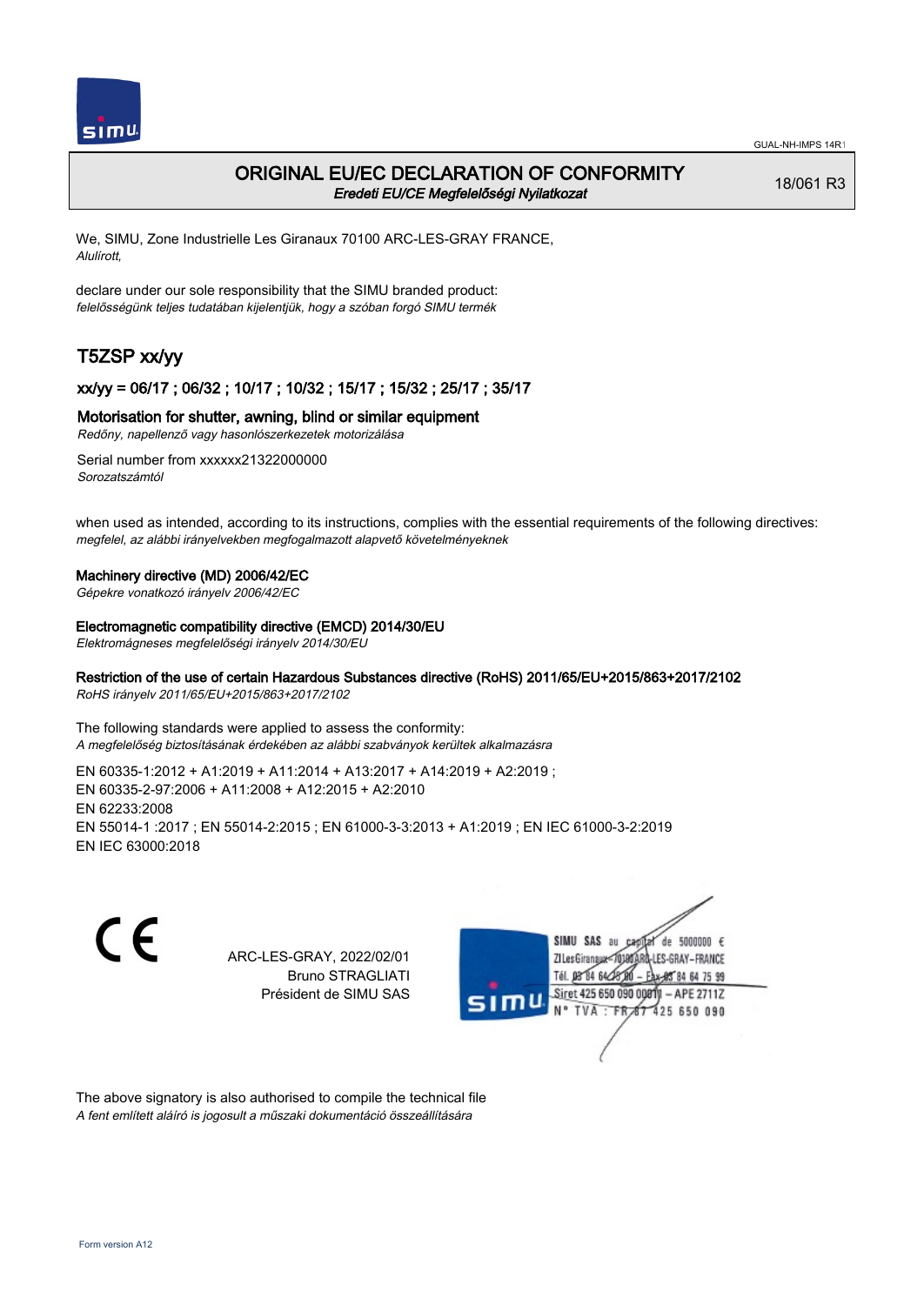GUAL-NH-IMPS 14R1

# ORIGINAL EU/EC DECLARATION OF CONFORMITY

*Eredeti EU/CE Megfelelőségi Nyilatkozat*

18/061 R3

We, SIMU, Zone Industrielle Les Giranaux 70100 ARC-LES-GRAY FRANCE,
*Alulírott,*

declare under our sole responsibility that the SIMU branded product:
*felelősségünk teljes tudatában kijelentjük, hogy a szóban forgó SIMU termék*

## T5ZSP xx/yy

### xx/yy = 06/17 ; 06/32 ; 10/17 ; 10/32 ; 15/17 ; 15/32 ; 25/17 ; 35/17

### Motorisation for shutter, awning, blind or similar equipment

*Redőny, napellenző vagy hasonlószerkezetek motorizálása*

Serial number from xxxxxx21322000000
*Sorozatszámtól*

when used as intended, according to its instructions, complies with the essential requirements of the following directives:
*megfelel, az alábbi irányelvekben megfogalmazott alapvető követelményeknek*

**Machinery directive (MD) 2006/42/EC**
*Gépekre vonatkozó irányelv 2006/42/EC*

**Electromagnetic compatibility directive (EMCD) 2014/30/EU**
*Elektromágneses megfelelőségi irányelv 2014/30/EU*

**Restriction of the use of certain Hazardous Substances directive (RoHS) 2011/65/EU+2015/863+2017/2102**
*RoHS irányelv 2011/65/EU+2015/863+2017/2102*

The following standards were applied to assess the conformity:
*A megfelelőség biztosításának érdekében az alábbi szabványok kerültek alkalmazásra*

EN 60335-1:2012 + A1:2019 + A11:2014 + A13:2017 + A14:2019 + A2:2019 ;
EN 60335-2-97:2006 + A11:2008 + A12:2015 + A2:2010
EN 62233:2008
EN 55014-1 :2017 ; EN 55014-2:2015 ; EN 61000-3-3:2013 + A1:2019 ; EN IEC 61000-3-2:2019
EN IEC 63000:2018

CE

ARC-LES-GRAY, 2022/02/01
Bruno STRAGLIATI
Président de SIMU SAS

SIMU SAS au capital de 5000000 €
ZI Les Giranaux 70100 ARC-LES-GRAY-FRANCE
Tél. 03 84 64 75 00 – Fax 03 84 64 75 99
Siret 425 650 090 00011 – APE 2711Z
N° TVA : FR 87 425 650 090

The above signatory is also authorised to compile the technical file
*A fent említett aláíró is jogosult a műszaki dokumentáció összeállítására*

Form version A12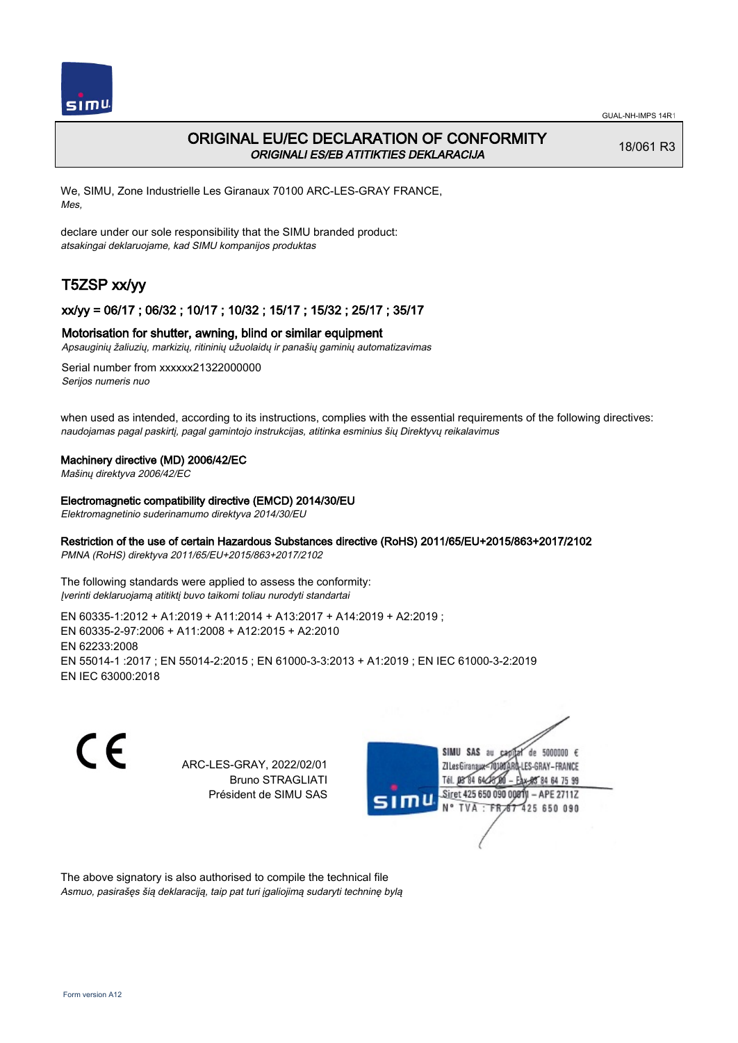# ORIGINAL EU/EC DECLARATION OF CONFORMITY
*ORIGINALI ES/EB ATITIKTIES DEKLARACIJA*

18/061 R3

We, SIMU, Zone Industrielle Les Giranaux 70100 ARC-LES-GRAY FRANCE,
*Mes,*

declare under our sole responsibility that the SIMU branded product:
*atsakingai deklaruojame, kad SIMU kompanijos produktas*

## T5ZSP xx/yy

### xx/yy = 06/17 ; 06/32 ; 10/17 ; 10/32 ; 15/17 ; 15/32 ; 25/17 ; 35/17

Motorisation for shutter, awning, blind or similar equipment
*Apsauginių žaliuzių, markizių, ritininių užuolaidų ir panašių gaminių automatizavimas*

Serial number from xxxxxx21322000000
*Serijos numeris nuo*

when used as intended, according to its instructions, complies with the essential requirements of the following directives:
*naudojamas pagal paskirtį, pagal gamintojo instrukcijas, atitinka esminius šių Direktyvų reikalavimus*

**Machinery directive (MD) 2006/42/EC**
*Mašinų direktyva 2006/42/EC*

**Electromagnetic compatibility directive (EMCD) 2014/30/EU**
*Elektromagnetinio suderinamumo direktyva 2014/30/EU*

**Restriction of the use of certain Hazardous Substances directive (RoHS) 2011/65/EU+2015/863+2017/2102**
*PMNA (RoHS) direktyva 2011/65/EU+2015/863+2017/2102*

The following standards were applied to assess the conformity:
*Įverinti deklaruojamą atitiktį buvo taikomi toliau nurodyti standartai*

EN 60335-1:2012 + A1:2019 + A11:2014 + A13:2017 + A14:2019 + A2:2019 ;
EN 60335-2-97:2006 + A11:2008 + A12:2015 + A2:2010
EN 62233:2008
EN 55014-1 :2017 ; EN 55014-2:2015 ; EN 61000-3-3:2013 + A1:2019 ; EN IEC 61000-3-2:2019
EN IEC 63000:2018

ARC-LES-GRAY, 2022/02/01
Bruno STRAGLIATI
Président de SIMU SAS

SIMU SAS au capital de 5000000 €
ZI Les Giranaux 70100 ARC-LES-GRAY-FRANCE
Tél. 03 84 64 75 00 – Fax 03 84 64 75 99
Siret 425 650 090 00011 – APE 2711Z
N° TVA : FR 87 425 650 090

The above signatory is also authorised to compile the technical file
*Asmuo, pasirašęs šią deklaraciją, taip pat turi įgaliojimą sudaryti techninę bylą*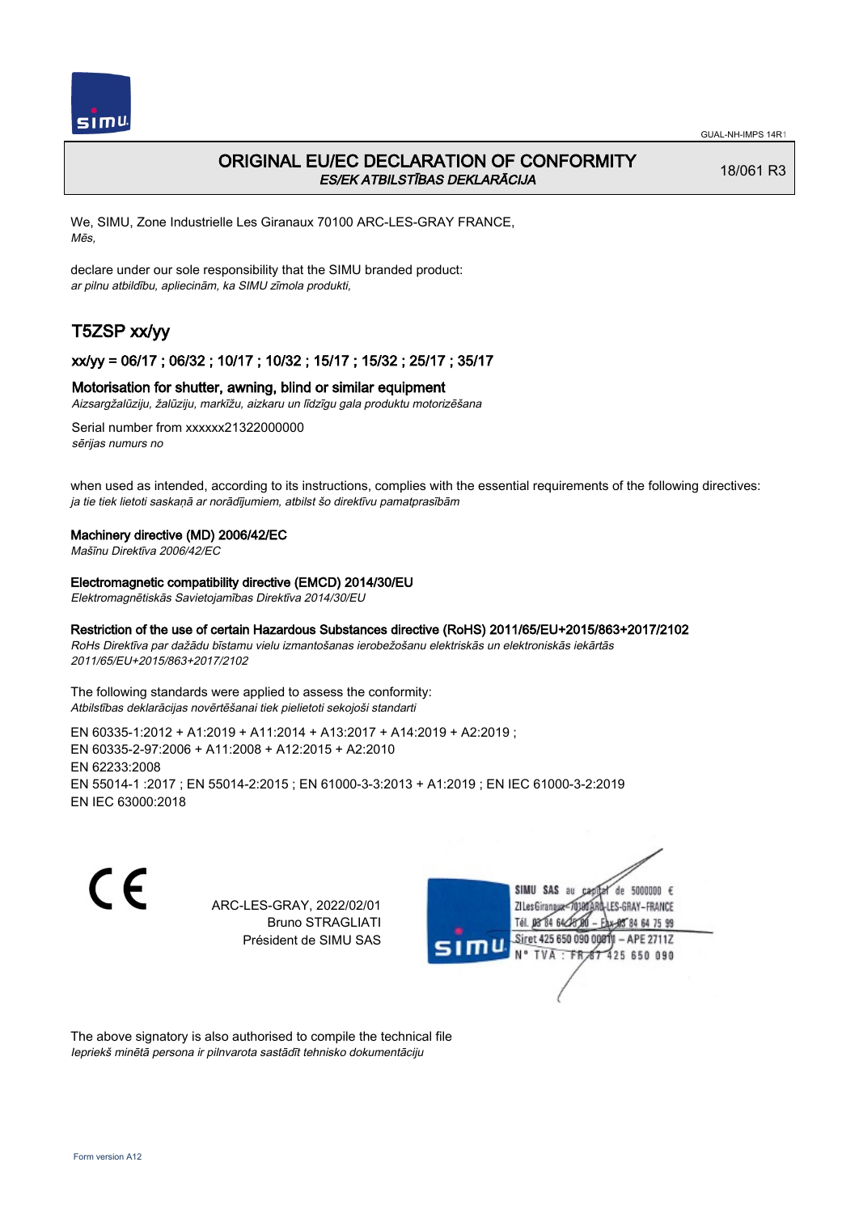# ORIGINAL EU/EC DECLARATION OF CONFORMITY

*ES/EK ATBILSTĪBAS DEKLARĀCIJA*

18/061 R3

We, SIMU, Zone Industrielle Les Giranaux 70100 ARC-LES-GRAY FRANCE,
*Mēs,*

declare under our sole responsibility that the SIMU branded product:
*ar pilnu atbildību, apliecinām, ka SIMU zīmola produkti,*

## T5ZSP xx/yy

### xx/yy = 06/17 ; 06/32 ; 10/17 ; 10/32 ; 15/17 ; 15/32 ; 25/17 ; 35/17

**Motorisation for shutter, awning, blind or similar equipment**
*Aizsargžalūziju, žalūziju, markīžu, aizkaru un līdzīgu gala produktu motorizēšana*

Serial number from xxxxxx21322000000
*sērijas numurs no*

when used as intended, according to its instructions, complies with the essential requirements of the following directives:
*ja tie tiek lietoti saskaņā ar norādījumiem, atbilst šo direktīvu pamatprasībām*

**Machinery directive (MD) 2006/42/EC**
*Mašīnu Direktīva 2006/42/EC*

**Electromagnetic compatibility directive (EMCD) 2014/30/EU**
*Elektromagnētiskās Savietojamības Direktīva 2014/30/EU*

**Restriction of the use of certain Hazardous Substances directive (RoHS) 2011/65/EU+2015/863+2017/2102**
*RoHs Direktīva par dažādu bīstamu vielu izmantošanas ierobežošanu elektriskās un elektroniskās iekārtās 2011/65/EU+2015/863+2017/2102*

The following standards were applied to assess the conformity:
*Atbilstības deklarācijas novērtēšanai tiek pielietoti sekojoši standarti*

EN 60335-1:2012 + A1:2019 + A11:2014 + A13:2017 + A14:2019 + A2:2019 ;
EN 60335-2-97:2006 + A11:2008 + A12:2015 + A2:2010
EN 62233:2008
EN 55014-1 :2017 ; EN 55014-2:2015 ; EN 61000-3-3:2013 + A1:2019 ; EN IEC 61000-3-2:2019
EN IEC 63000:2018

ARC-LES-GRAY, 2022/02/01
Bruno STRAGLIATI
Président de SIMU SAS

SIMU SAS au capital de 5000000 €
ZI Les Giranaux 70100 ARC-LES-GRAY-FRANCE
Tél. 03 84 64 75 00 – Fax 03 84 64 75 99
Siret 425 650 090 00011 – APE 2711Z
N° TVA : FR 67 425 650 090

The above signatory is also authorised to compile the technical file
*Iepriekš minētā persona ir pilnvarota sastādīt tehnisko dokumentāciju*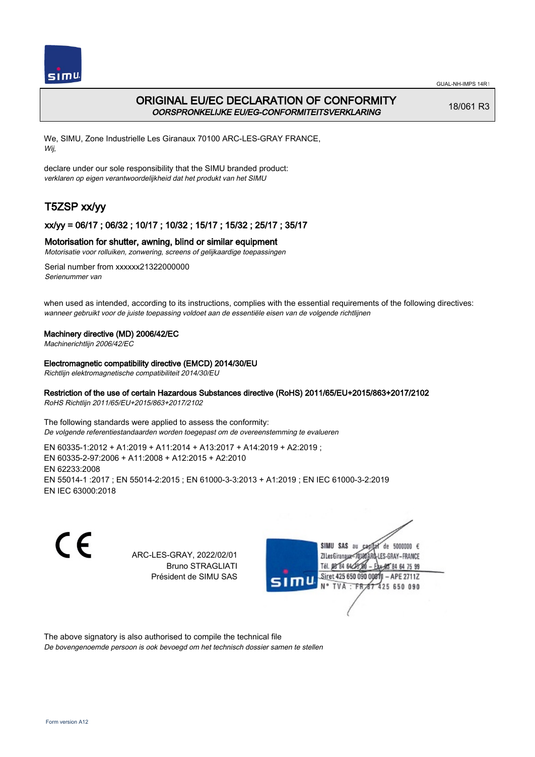# ORIGINAL EU/EC DECLARATION OF CONFORMITY

*OORSPRONKELIJKE EU/EG-CONFORMITEITSVERKLARING*

18/061 R3

We, SIMU, Zone Industrielle Les Giranaux 70100 ARC-LES-GRAY FRANCE,
*Wij,*

declare under our sole responsibility that the SIMU branded product:
*verklaren op eigen verantwoordelijkheid dat het produkt van het SIMU*

## T5ZSP xx/yy

### xx/yy = 06/17 ; 06/32 ; 10/17 ; 10/32 ; 15/17 ; 15/32 ; 25/17 ; 35/17

### Motorisation for shutter, awning, blind or similar equipment

*Motorisatie voor rolluiken, zonwering, screens of gelijkaardige toepassingen*

Serial number from xxxxxx21322000000
*Serienummer van*

when used as intended, according to its instructions, complies with the essential requirements of the following directives:
*wanneer gebruikt voor de juiste toepassing voldoet aan de essentiële eisen van de volgende richtlijnen*

**Machinery directive (MD) 2006/42/EC**
*Machinerichtlijn 2006/42/EC*

**Electromagnetic compatibility directive (EMCD) 2014/30/EU**
*Richtlijn elektromagnetische compatibiliteit 2014/30/EU*

**Restriction of the use of certain Hazardous Substances directive (RoHS) 2011/65/EU+2015/863+2017/2102**
*RoHS Richtlijn 2011/65/EU+2015/863+2017/2102*

The following standards were applied to assess the conformity:
*De volgende referentiestandaarden worden toegepast om de overeenstemming te evalueren*

EN 60335-1:2012 + A1:2019 + A11:2014 + A13:2017 + A14:2019 + A2:2019 ;
EN 60335-2-97:2006 + A11:2008 + A12:2015 + A2:2010
EN 62233:2008
EN 55014-1 :2017 ; EN 55014-2:2015 ; EN 61000-3-3:2013 + A1:2019 ; EN IEC 61000-3-2:2019
EN IEC 63000:2018

ARC-LES-GRAY, 2022/02/01
Bruno STRAGLIATI
Président de SIMU SAS

SIMU SAS au capital de 5000000 €
ZI Les Giranaux 70100 ARC-LES-GRAY-FRANCE
Tél. 03 84 64 75 00 – Fax 03 84 64 75 99
Siret 425 650 090 00011 – APE 2711Z
N° TVA : FR 87 425 650 090

The above signatory is also authorised to compile the technical file
*De bovengenoemde persoon is ook bevoegd om het technisch dossier samen te stellen*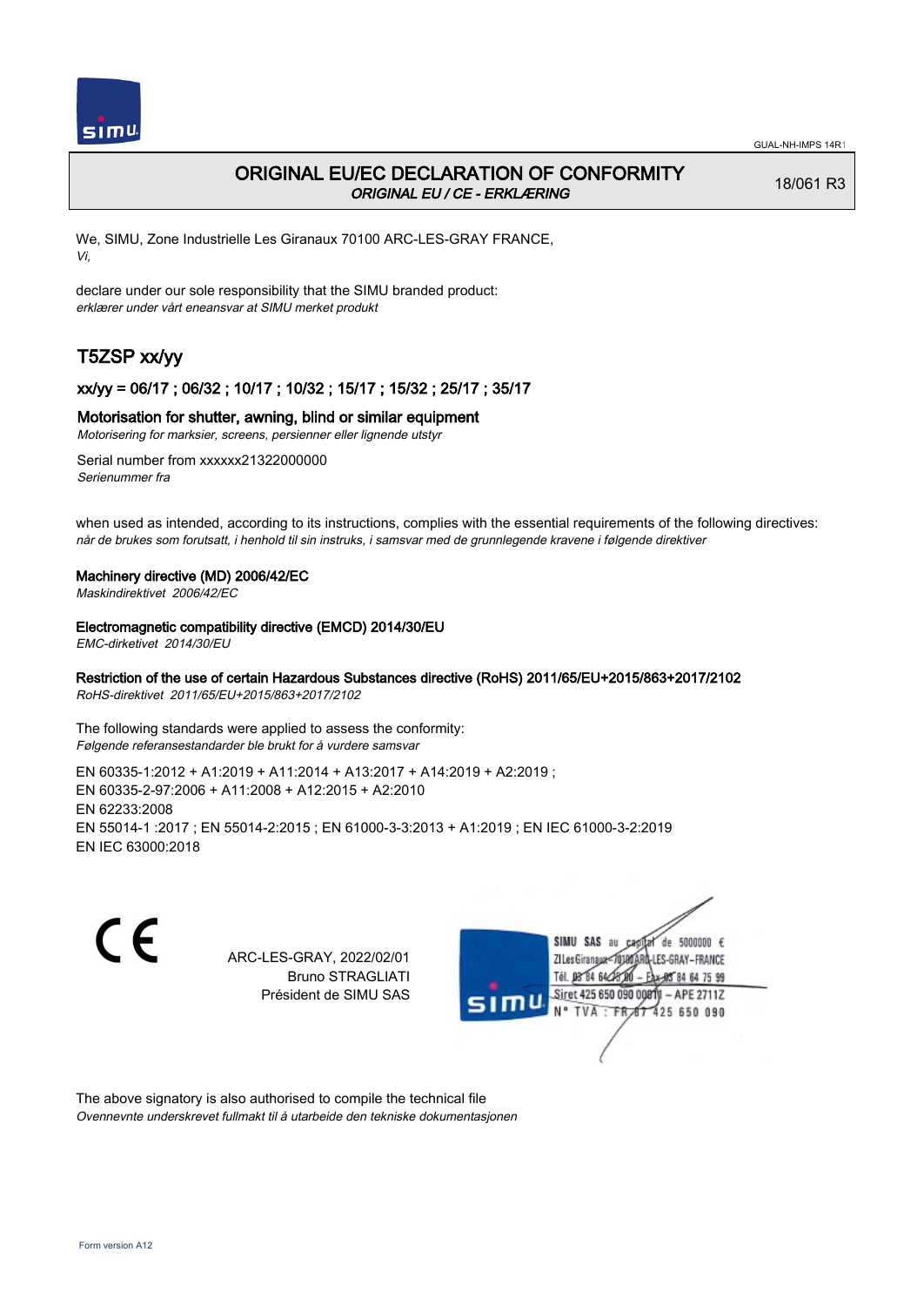GUAL-NH-IMPS 14R1

# ORIGINAL EU/EC DECLARATION OF CONFORMITY

*ORIGINAL EU / CE - ERKLÆRING*

18/061 R3

We, SIMU, Zone Industrielle Les Giranaux 70100 ARC-LES-GRAY FRANCE,
*Vi,*

declare under our sole responsibility that the SIMU branded product:
*erklærer under vårt eneansvar at SIMU merket produkt*

## T5ZSP xx/yy

### xx/yy = 06/17 ; 06/32 ; 10/17 ; 10/32 ; 15/17 ; 15/32 ; 25/17 ; 35/17

**Motorisation for shutter, awning, blind or similar equipment**
*Motorisering for marksier, screens, persienner eller lignende utstyr*

Serial number from xxxxxx21322000000
*Serienummer fra*

when used as intended, according to its instructions, complies with the essential requirements of the following directives:
*når de brukes som forutsatt, i henhold til sin instruks, i samsvar med de grunnlegende kravene i følgende direktiver*

**Machinery directive (MD) 2006/42/EC**
*Maskindirektivet 2006/42/EC*

**Electromagnetic compatibility directive (EMCD) 2014/30/EU**
*EMC-dirketivet 2014/30/EU*

**Restriction of the use of certain Hazardous Substances directive (RoHS) 2011/65/EU+2015/863+2017/2102**
*RoHS-direktivet 2011/65/EU+2015/863+2017/2102*

The following standards were applied to assess the conformity:
*Følgende referansestandarder ble brukt for å vurdere samsvar*

EN 60335-1:2012 + A1:2019 + A11:2014 + A13:2017 + A14:2019 + A2:2019 ;
EN 60335-2-97:2006 + A11:2008 + A12:2015 + A2:2010
EN 62233:2008
EN 55014-1 :2017 ; EN 55014-2:2015 ; EN 61000-3-3:2013 + A1:2019 ; EN IEC 61000-3-2:2019
EN IEC 63000:2018

CE

ARC-LES-GRAY, 2022/02/01
Bruno STRAGLIATI
Président de SIMU SAS

SIMU SAS au capital de 5000000 €
ZI Les Giranaux 70100 ARC-LES-GRAY-FRANCE
Tél. 03 84 64 75 00 – Fax 03 84 64 75 99
Siret 425 650 090 00011 – APE 2711Z
N° TVA : FR 67 425 650 090

The above signatory is also authorised to compile the technical file
*Ovennevnte underskrevet fullmakt til å utarbeide den tekniske dokumentasjonen*

Form version A12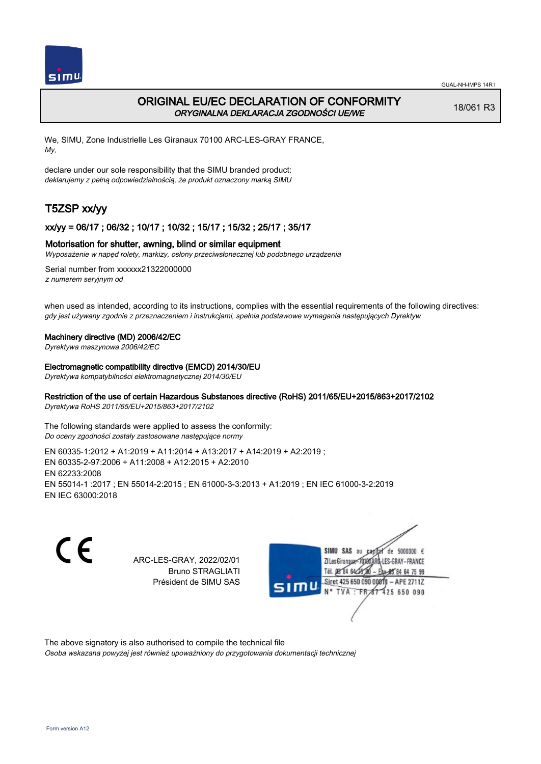GUAL-NH-IMPS 14R1

# ORIGINAL EU/EC DECLARATION OF CONFORMITY

*ORYGINALNA DEKLARACJA ZGODNOŚCI UE/WE*

18/061 R3

We, SIMU, Zone Industrielle Les Giranaux 70100 ARC-LES-GRAY FRANCE,
*My,*

declare under our sole responsibility that the SIMU branded product:
*deklarujemy z pełną odpowiedzialnością, że produkt oznaczony marką SIMU*

## T5ZSP xx/yy

### xx/yy = 06/17 ; 06/32 ; 10/17 ; 10/32 ; 15/17 ; 15/32 ; 25/17 ; 35/17

**Motorisation for shutter, awning, blind or similar equipment**
*Wyposażenie w napęd rolety, markizy, osłony przeciwsłonecznej lub podobnego urządzenia*

Serial number from xxxxxx21322000000
*z numerem seryjnym od*

when used as intended, according to its instructions, complies with the essential requirements of the following directives:
*gdy jest używany zgodnie z przeznaczeniem i instrukcjami, spełnia podstawowe wymagania następujących Dyrektyw*

**Machinery directive (MD) 2006/42/EC**
*Dyrektywa maszynowa 2006/42/EC*

**Electromagnetic compatibility directive (EMCD) 2014/30/EU**
*Dyrektywa kompatybilności elektromagnetycznej 2014/30/EU*

**Restriction of the use of certain Hazardous Substances directive (RoHS) 2011/65/EU+2015/863+2017/2102**
*Dyrektywa RoHS 2011/65/EU+2015/863+2017/2102*

The following standards were applied to assess the conformity:
*Do oceny zgodności zostały zastosowane następujące normy*

EN 60335-1:2012 + A1:2019 + A11:2014 + A13:2017 + A14:2019 + A2:2019 ;
EN 60335-2-97:2006 + A11:2008 + A12:2015 + A2:2010
EN 62233:2008
EN 55014-1 :2017 ; EN 55014-2:2015 ; EN 61000-3-3:2013 + A1:2019 ; EN IEC 61000-3-2:2019
EN IEC 63000:2018

CE

ARC-LES-GRAY, 2022/02/01
Bruno STRAGLIATI
Président de SIMU SAS

SIMU SAS au capital de 5000000 €
ZI Les Giranaux 70100 ARC-LES-GRAY-FRANCE
Tél. 03 84 64 75 00 – Fax 03 84 64 75 99
Siret 425 650 090 00011 – APE 2711Z
N° TVA : FR 67 425 650 090

The above signatory is also authorised to compile the technical file
*Osoba wskazana powyżej jest również upoważniony do przygotowania dokumentacji technicznej*

Form version A12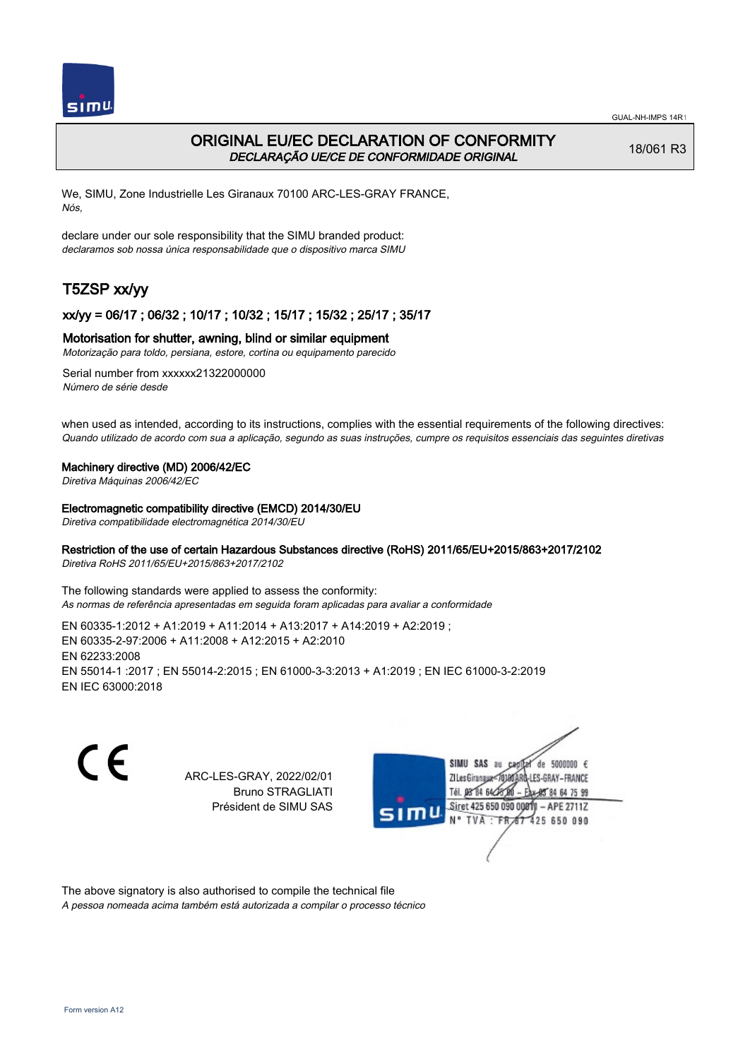# ORIGINAL EU/EC DECLARATION OF CONFORMITY

*DECLARAÇÃO UE/CE DE CONFORMIDADE ORIGINAL*

18/061 R3

We, SIMU, Zone Industrielle Les Giranaux 70100 ARC-LES-GRAY FRANCE,
*Nós,*

declare under our sole responsibility that the SIMU branded product:
*declaramos sob nossa única responsabilidade que o dispositivo marca SIMU*

## T5ZSP xx/yy

### xx/yy = 06/17 ; 06/32 ; 10/17 ; 10/32 ; 15/17 ; 15/32 ; 25/17 ; 35/17

### Motorisation for shutter, awning, blind or similar equipment

*Motorização para toldo, persiana, estore, cortina ou equipamento parecido*

Serial number from xxxxxx21322000000
*Número de série desde*

when used as intended, according to its instructions, complies with the essential requirements of the following directives:
*Quando utilizado de acordo com sua a aplicação, segundo as suas instruções, cumpre os requisitos essenciais das seguintes diretivas*

**Machinery directive (MD) 2006/42/EC**
*Diretiva Máquinas 2006/42/EC*

**Electromagnetic compatibility directive (EMCD) 2014/30/EU**
*Diretiva compatibilidade electromagnética 2014/30/EU*

**Restriction of the use of certain Hazardous Substances directive (RoHS) 2011/65/EU+2015/863+2017/2102**
*Diretiva RoHS 2011/65/EU+2015/863+2017/2102*

The following standards were applied to assess the conformity:
*As normas de referência apresentadas em seguida foram aplicadas para avaliar a conformidade*

EN 60335-1:2012 + A1:2019 + A11:2014 + A13:2017 + A14:2019 + A2:2019 ;
EN 60335-2-97:2006 + A11:2008 + A12:2015 + A2:2010
EN 62233:2008
EN 55014-1 :2017 ; EN 55014-2:2015 ; EN 61000-3-3:2013 + A1:2019 ; EN IEC 61000-3-2:2019
EN IEC 63000:2018

ARC-LES-GRAY, 2022/02/01
Bruno STRAGLIATI
Président de SIMU SAS

SIMU SAS au capital de 5000000 €
ZI Les Giranaux 70100 ARC-LES-GRAY-FRANCE
Tél. 03 84 64 75 00 – Fax 03 84 64 75 99
Siret 425 650 090 00011 – APE 2711Z
N° TVA : FR 67 425 650 090

The above signatory is also authorised to compile the technical file
*A pessoa nomeada acima também está autorizada a compilar o processo técnico*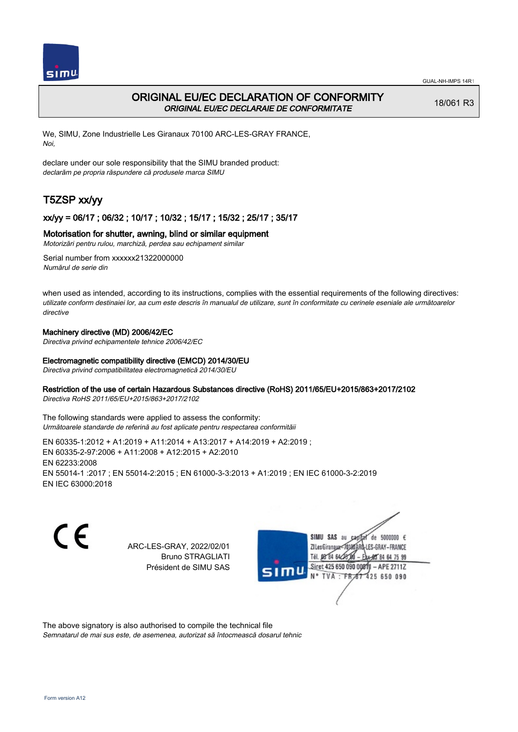# ORIGINAL EU/EC DECLARATION OF CONFORMITY

*ORIGINAL EU/EC DECLARAIE DE CONFORMITATE*

18/061 R3

We, SIMU, Zone Industrielle Les Giranaux 70100 ARC-LES-GRAY FRANCE,
*Noi,*

declare under our sole responsibility that the SIMU branded product:
*declarăm pe propria răspundere că produsele marca SIMU*

## T5ZSP xx/yy

### xx/yy = 06/17 ; 06/32 ; 10/17 ; 10/32 ; 15/17 ; 15/32 ; 25/17 ; 35/17

**Motorisation for shutter, awning, blind or similar equipment**
*Motorizări pentru rulou, marchiză, perdea sau echipament similar*

Serial number from xxxxxx21322000000
*Numărul de serie din*

when used as intended, according to its instructions, complies with the essential requirements of the following directives:
*utilizate conform destinaiei lor, aa cum este descris în manualul de utilizare, sunt în conformitate cu cerinele eseniale ale următoarelor directive*

**Machinery directive (MD) 2006/42/EC**
*Directiva privind echipamentele tehnice 2006/42/EC*

**Electromagnetic compatibility directive (EMCD) 2014/30/EU**
*Directiva privind compatibilitatea electromagnetică 2014/30/EU*

**Restriction of the use of certain Hazardous Substances directive (RoHS) 2011/65/EU+2015/863+2017/2102**
*Directiva RoHS 2011/65/EU+2015/863+2017/2102*

The following standards were applied to assess the conformity:
*Următoarele standarde de referină au fost aplicate pentru respectarea conformităii*

EN 60335-1:2012 + A1:2019 + A11:2014 + A13:2017 + A14:2019 + A2:2019 ;
EN 60335-2-97:2006 + A11:2008 + A12:2015 + A2:2010
EN 62233:2008
EN 55014-1 :2017 ; EN 55014-2:2015 ; EN 61000-3-3:2013 + A1:2019 ; EN IEC 61000-3-2:2019
EN IEC 63000:2018

CE

ARC-LES-GRAY, 2022/02/01
Bruno STRAGLIATI
Président de SIMU SAS

SIMU SAS au capital de 5000000 €
ZI Les Giranaux 70100 ARC-LES-GRAY-FRANCE
Tél. 03 84 64 75 00 – Fax 03 84 64 75 99
Siret 425 650 090 00011 – APE 2711Z
N° TVA : FR 67 425 650 090

The above signatory is also authorised to compile the technical file
*Semnatarul de mai sus este, de asemenea, autorizat să întocmească dosarul tehnic*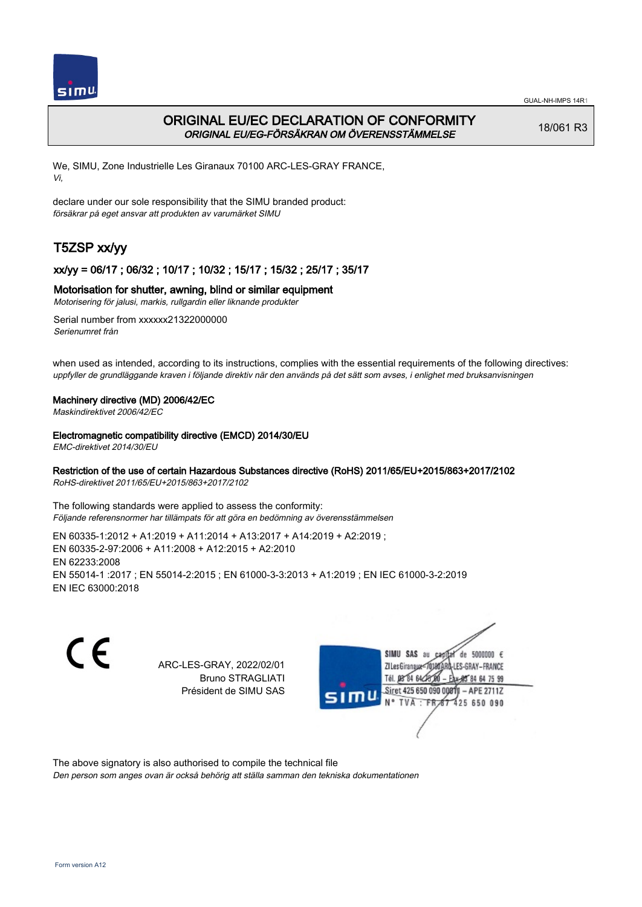GUAL-NH-IMPS 14R1

# ORIGINAL EU/EC DECLARATION OF CONFORMITY
*ORIGINAL EU/EG-FÖRSÄKRAN OM ÖVERENSSTÄMMELSE*

18/061 R3

We, SIMU, Zone Industrielle Les Giranaux 70100 ARC-LES-GRAY FRANCE,
*Vi,*

declare under our sole responsibility that the SIMU branded product:
*försäkrar på eget ansvar att produkten av varumärket SIMU*

## T5ZSP xx/yy

### xx/yy = 06/17 ; 06/32 ; 10/17 ; 10/32 ; 15/17 ; 15/32 ; 25/17 ; 35/17

**Motorisation for shutter, awning, blind or similar equipment**
*Motorisering för jalusi, markis, rullgardin eller liknande produkter*

Serial number from xxxxxx21322000000
*Serienumret från*

when used as intended, according to its instructions, complies with the essential requirements of the following directives:
*uppfyller de grundläggande kraven i följande direktiv när den används på det sätt som avses, i enlighet med bruksanvisningen*

**Machinery directive (MD) 2006/42/EC**
*Maskindirektivet 2006/42/EC*

**Electromagnetic compatibility directive (EMCD) 2014/30/EU**
*EMC-direktivet 2014/30/EU*

**Restriction of the use of certain Hazardous Substances directive (RoHS) 2011/65/EU+2015/863+2017/2102**
*RoHS-direktivet 2011/65/EU+2015/863+2017/2102*

The following standards were applied to assess the conformity:
*Följande referensnormer har tillämpats för att göra en bedömning av överensstämmelsen*

EN 60335-1:2012 + A1:2019 + A11:2014 + A13:2017 + A14:2019 + A2:2019 ;
EN 60335-2-97:2006 + A11:2008 + A12:2015 + A2:2010
EN 62233:2008
EN 55014-1 :2017 ; EN 55014-2:2015 ; EN 61000-3-3:2013 + A1:2019 ; EN IEC 61000-3-2:2019
EN IEC 63000:2018

CE

ARC-LES-GRAY, 2022/02/01
Bruno STRAGLIATI
Président de SIMU SAS

SIMU SAS au capital de 5000000 €
ZI Les Giranaux 70100 ARC-LES-GRAY-FRANCE
Tél. 03 84 64 75 00 – Fax 03 84 64 75 99
Siret 425 650 090 00011 – APE 2711Z
N° TVA : FR 87 425 650 090

The above signatory is also authorised to compile the technical file
*Den person som anges ovan är också behörig att ställa samman den tekniska dokumentationen*

Form version A12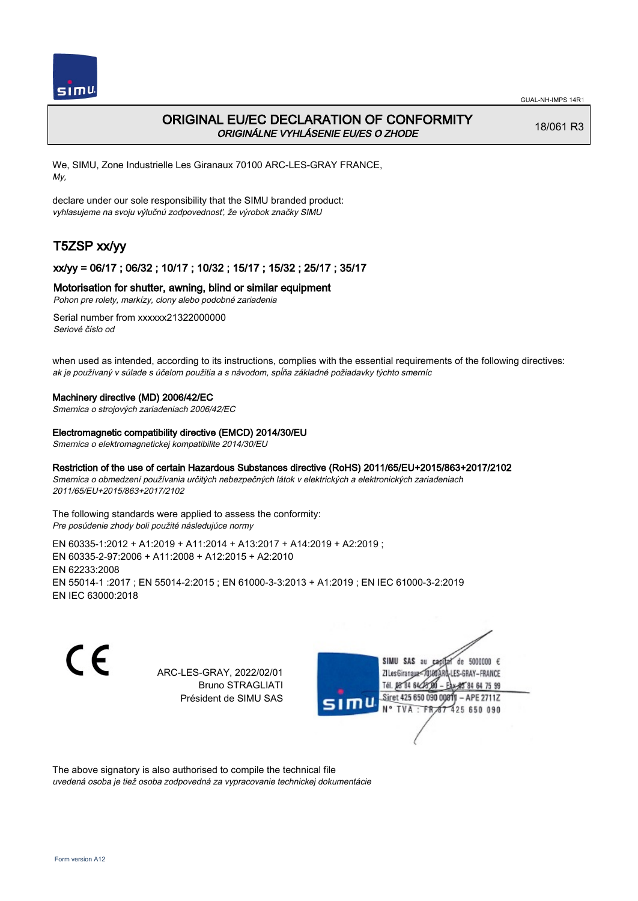# ORIGINAL EU/EC DECLARATION OF CONFORMITY
*ORIGINÁLNE VYHLÁSENIE EU/ES O ZHODE*

18/061 R3

We, SIMU, Zone Industrielle Les Giranaux 70100 ARC-LES-GRAY FRANCE,
*My,*

declare under our sole responsibility that the SIMU branded product:
*vyhlasujeme na svoju výlučnú zodpovednosť, že výrobok značky SIMU*

## T5ZSP xx/yy

### xx/yy = 06/17 ; 06/32 ; 10/17 ; 10/32 ; 15/17 ; 15/32 ; 25/17 ; 35/17

**Motorisation for shutter, awning, blind or similar equipment**
*Pohon pre rolety, markízy, clony alebo podobné zariadenia*

Serial number from xxxxxx21322000000
*Seriové číslo od*

when used as intended, according to its instructions, complies with the essential requirements of the following directives:
*ak je používaný v súlade s účelom použitia a s návodom, spĺňa základné požiadavky týchto smerníc*

**Machinery directive (MD) 2006/42/EC**
*Smernica o strojových zariadeniach 2006/42/EC*

**Electromagnetic compatibility directive (EMCD) 2014/30/EU**
*Smernica o elektromagnetickej kompatibilite 2014/30/EU*

**Restriction of the use of certain Hazardous Substances directive (RoHS) 2011/65/EU+2015/863+2017/2102**
*Smernica o obmedzení používania určitých nebezpečných látok v elektrických a elektronických zariadeniach 2011/65/EU+2015/863+2017/2102*

The following standards were applied to assess the conformity:
*Pre posúdenie zhody boli použité následujúce normy*

EN 60335-1:2012 + A1:2019 + A11:2014 + A13:2017 + A14:2019 + A2:2019 ;
EN 60335-2-97:2006 + A11:2008 + A12:2015 + A2:2010
EN 62233:2008
EN 55014-1 :2017 ; EN 55014-2:2015 ; EN 61000-3-3:2013 + A1:2019 ; EN IEC 61000-3-2:2019
EN IEC 63000:2018

CE

ARC-LES-GRAY, 2022/02/01
Bruno STRAGLIATI
Président de SIMU SAS

SIMU SAS au capital de 5000000 €
ZI Les Giranaux 70100 ARC-LES-GRAY-FRANCE
Tél. 03 84 64 75 00 – Fax 03 84 64 75 99
Siret 425 650 090 00011 – APE 2711Z
N° TVA : FR 67 425 650 090

The above signatory is also authorised to compile the technical file
*uvedená osoba je tiež osoba zodpovedná za vypracovanie technickej dokumentácie*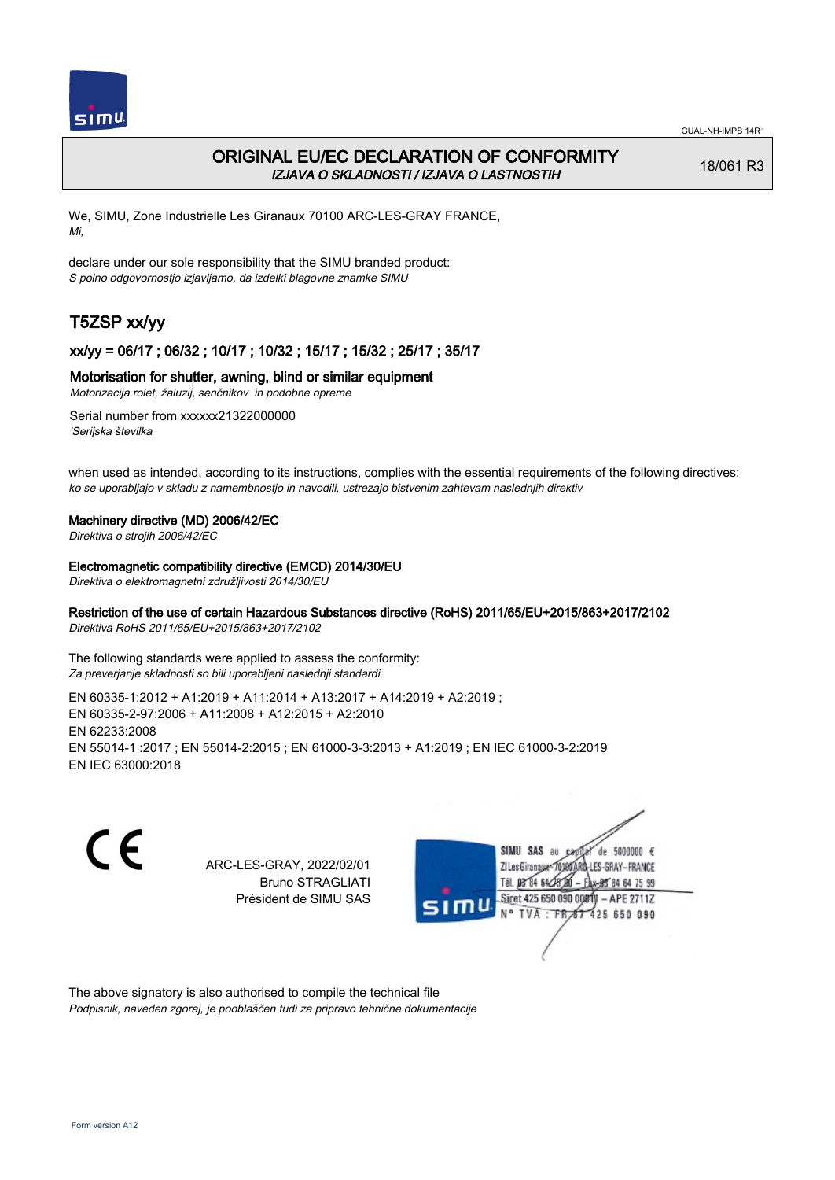# ORIGINAL EU/EC DECLARATION OF CONFORMITY

*IZJAVA O SKLADNOSTI / IZJAVA O LASTNOSTIH*

18/061 R3

We, SIMU, Zone Industrielle Les Giranaux 70100 ARC-LES-GRAY FRANCE,
*Mi,*

declare under our sole responsibility that the SIMU branded product:
*S polno odgovornostjo izjavljamo, da izdelki blagovne znamke SIMU*

## T5ZSP xx/yy

### xx/yy = 06/17 ; 06/32 ; 10/17 ; 10/32 ; 15/17 ; 15/32 ; 25/17 ; 35/17

### Motorisation for shutter, awning, blind or similar equipment

*Motorizacija rolet, žaluzij, senčnikov in podobne opreme*

Serial number from xxxxxx21322000000
*'Serijska številka*

when used as intended, according to its instructions, complies with the essential requirements of the following directives:
*ko se uporabljajo v skladu z namembnostjo in navodili, ustrezajo bistvenim zahtevam naslednjih direktiv*

**Machinery directive (MD) 2006/42/EC**
*Direktiva o strojih 2006/42/EC*

**Electromagnetic compatibility directive (EMCD) 2014/30/EU**
*Direktiva o elektromagnetni združljivosti 2014/30/EU*

**Restriction of the use of certain Hazardous Substances directive (RoHS) 2011/65/EU+2015/863+2017/2102**
*Direktiva RoHS 2011/65/EU+2015/863+2017/2102*

The following standards were applied to assess the conformity:
*Za preverjanje skladnosti so bili uporabljeni naslednji standardi*

EN 60335-1:2012 + A1:2019 + A11:2014 + A13:2017 + A14:2019 + A2:2019 ;
EN 60335-2-97:2006 + A11:2008 + A12:2015 + A2:2010
EN 62233:2008
EN 55014-1 :2017 ; EN 55014-2:2015 ; EN 61000-3-3:2013 + A1:2019 ; EN IEC 61000-3-2:2019
EN IEC 63000:2018

CE

ARC-LES-GRAY, 2022/02/01
Bruno STRAGLIATI
Président de SIMU SAS

SIMU SAS au capital de 5000000 €
ZI Les Giranaux 70100 ARC-LES-GRAY-FRANCE
Tél. 03 84 64 75 00 – Fax 03 84 64 75 99
Siret 425 650 090 00011 – APE 2711Z
N° TVA : FR 87 425 650 090

The above signatory is also authorised to compile the technical file
*Podpisnik, naveden zgoraj, je pooblaščen tudi za pripravo tehnične dokumentacije*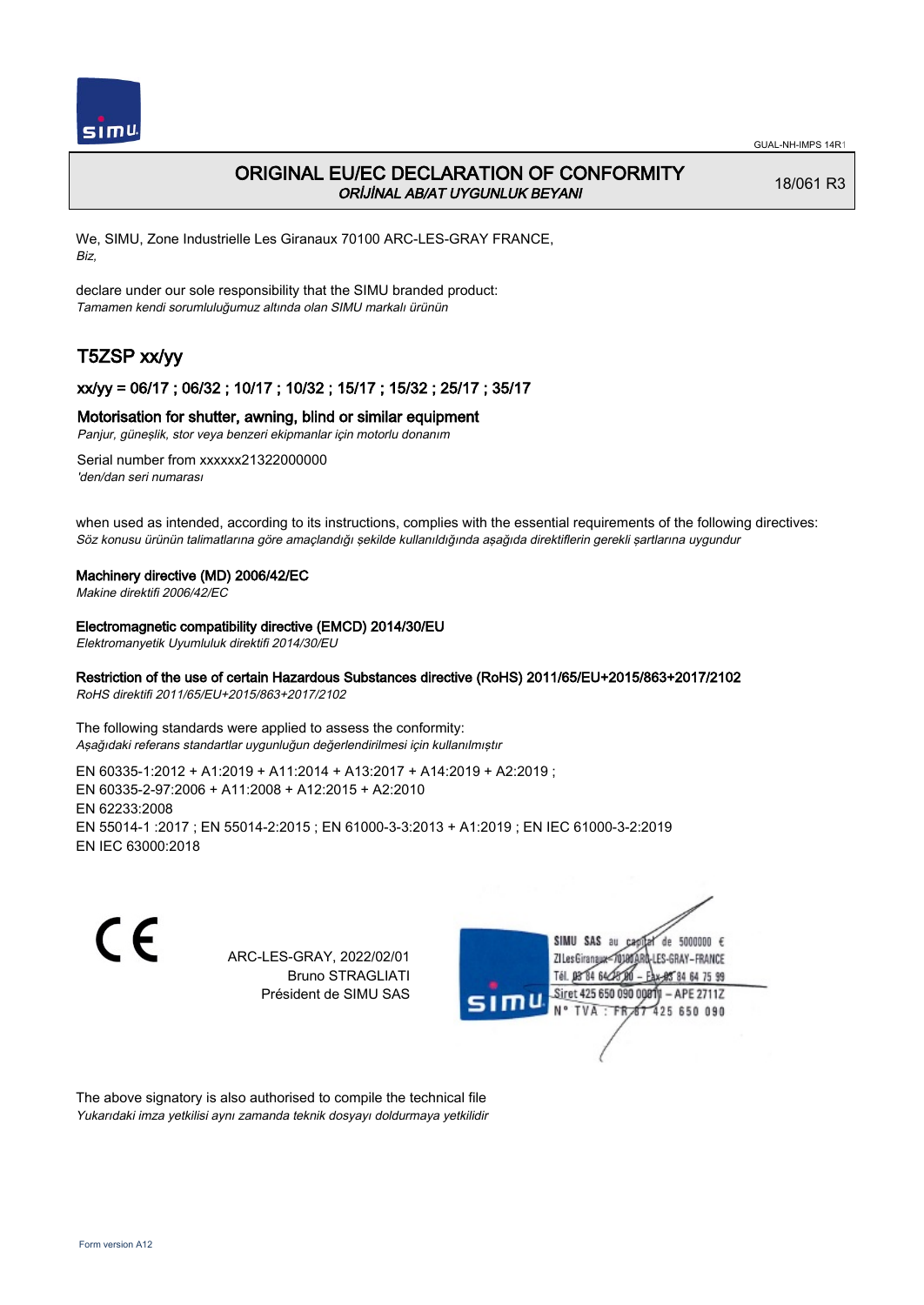# ORIGINAL EU/EC DECLARATION OF CONFORMITY

*ORİJİNAL AB/AT UYGUNLUK BEYANI*

18/061 R3

We, SIMU, Zone Industrielle Les Giranaux 70100 ARC-LES-GRAY FRANCE,
*Biz,*

declare under our sole responsibility that the SIMU branded product:
*Tamamen kendi sorumluluğumuz altında olan SIMU markalı ürünün*

## T5ZSP xx/yy

### xx/yy = 06/17 ; 06/32 ; 10/17 ; 10/32 ; 15/17 ; 15/32 ; 25/17 ; 35/17

### Motorisation for shutter, awning, blind or similar equipment

*Panjur, güneşlik, stor veya benzeri ekipmanlar için motorlu donanım*

Serial number from xxxxxx21322000000
*'den/dan seri numarası*

when used as intended, according to its instructions, complies with the essential requirements of the following directives:
*Söz konusu ürünün talimatlarına göre amaçlandığı şekilde kullanıldığında aşağıda direktiflerin gerekli şartlarına uygundur*

**Machinery directive (MD) 2006/42/EC**
*Makine direktifi 2006/42/EC*

**Electromagnetic compatibility directive (EMCD) 2014/30/EU**
*Elektromanyetik Uyumluluk direktifi 2014/30/EU*

**Restriction of the use of certain Hazardous Substances directive (RoHS) 2011/65/EU+2015/863+2017/2102**
*RoHS direktifi 2011/65/EU+2015/863+2017/2102*

The following standards were applied to assess the conformity:
*Aşağıdaki referans standartlar uygunluğun değerlendirilmesi için kullanılmıştır*

EN 60335-1:2012 + A1:2019 + A11:2014 + A13:2017 + A14:2019 + A2:2019 ;
EN 60335-2-97:2006 + A11:2008 + A12:2015 + A2:2010
EN 62233:2008
EN 55014-1 :2017 ; EN 55014-2:2015 ; EN 61000-3-3:2013 + A1:2019 ; EN IEC 61000-3-2:2019
EN IEC 63000:2018

ARC-LES-GRAY, 2022/02/01
Bruno STRAGLIATI
Président de SIMU SAS

SIMU SAS au capital de 5000000 €
ZI Les Giranaux 70100 ARC-LES-GRAY-FRANCE
Tél. 03 84 64 75 00 – Fax 03 84 64 75 99
Siret 425 650 090 00011 – APE 2711Z
N° TVA : FR 87 425 650 090

The above signatory is also authorised to compile the technical file
*Yukarıdaki imza yetkilisi aynı zamanda teknik dosyayı doldurmaya yetkilidir*